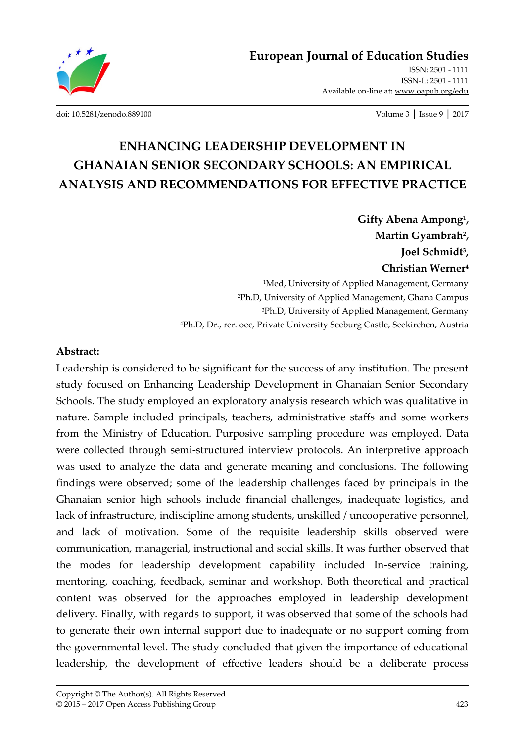# ENHANCING LEADERSHIP DEVELOPMENT IN GHANAIAN SENIOR SECONDARY SCHOOLS: AN EMPIRICAL ANALYSIS AND RECOMMENDATIONS FOR EFFECTIVE PRACTICE

**Gifty Abena Ampong[1], Martin Gyambrah[2], Joel Schmidt[3], Christian Werner[4]**

[1]Med, University of Applied Management, Germany
[2]Ph.D, University of Applied Management, Ghana Campus
[3]Ph.D, University of Applied Management, Germany
[4]Ph.D, Dr., rer. oec, Private University Seeburg Castle, Seekirchen, Austria

**Abstract:**

Leadership is considered to be significant for the success of any institution. The present study focused on Enhancing Leadership Development in Ghanaian Senior Secondary Schools. The study employed an exploratory analysis research which was qualitative in nature. Sample included principals, teachers, administrative staffs and some workers from the Ministry of Education. Purposive sampling procedure was employed. Data were collected through semi-structured interview protocols. An interpretive approach was used to analyze the data and generate meaning and conclusions. The following findings were observed; some of the leadership challenges faced by principals in the Ghanaian senior high schools include financial challenges, inadequate logistics, and lack of infrastructure, indiscipline among students, unskilled / uncooperative personnel, and lack of motivation. Some of the requisite leadership skills observed were communication, managerial, instructional and social skills. It was further observed that the modes for leadership development capability included In-service training, mentoring, coaching, feedback, seminar and workshop. Both theoretical and practical content was observed for the approaches employed in leadership development delivery. Finally, with regards to support, it was observed that some of the schools had to generate their own internal support due to inadequate or no support coming from the governmental level. The study concluded that given the importance of educational leadership, the development of effective leaders should be a deliberate process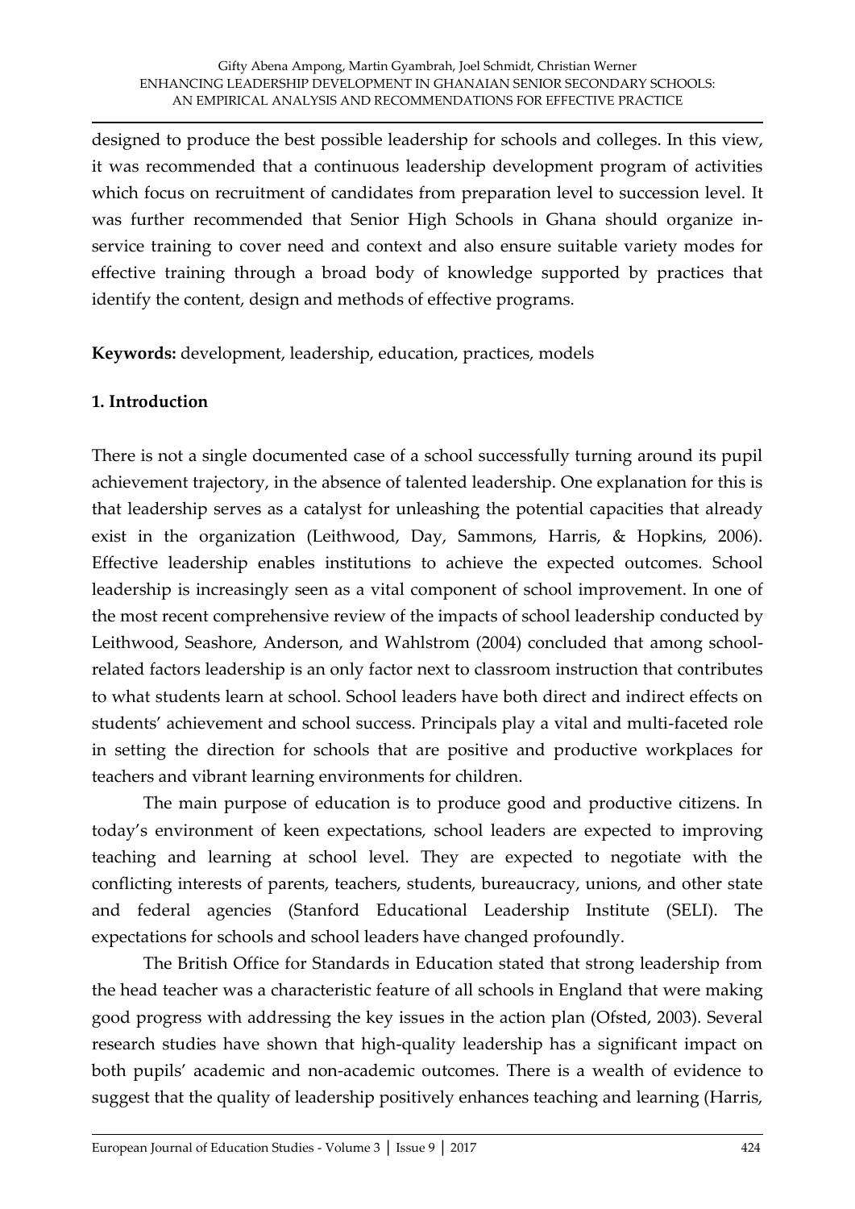designed to produce the best possible leadership for schools and colleges. In this view, it was recommended that a continuous leadership development program of activities which focus on recruitment of candidates from preparation level to succession level. It was further recommended that Senior High Schools in Ghana should organize in-service training to cover need and context and also ensure suitable variety modes for effective training through a broad body of knowledge supported by practices that identify the content, design and methods of effective programs.

**Keywords:** development, leadership, education, practices, models

## 1. Introduction

There is not a single documented case of a school successfully turning around its pupil achievement trajectory, in the absence of talented leadership. One explanation for this is that leadership serves as a catalyst for unleashing the potential capacities that already exist in the organization (Leithwood, Day, Sammons, Harris, & Hopkins, 2006). Effective leadership enables institutions to achieve the expected outcomes. School leadership is increasingly seen as a vital component of school improvement. In one of the most recent comprehensive review of the impacts of school leadership conducted by Leithwood, Seashore, Anderson, and Wahlstrom (2004) concluded that among school-related factors leadership is an only factor next to classroom instruction that contributes to what students learn at school. School leaders have both direct and indirect effects on students' achievement and school success. Principals play a vital and multi-faceted role in setting the direction for schools that are positive and productive workplaces for teachers and vibrant learning environments for children.

The main purpose of education is to produce good and productive citizens. In today's environment of keen expectations, school leaders are expected to improving teaching and learning at school level. They are expected to negotiate with the conflicting interests of parents, teachers, students, bureaucracy, unions, and other state and federal agencies (Stanford Educational Leadership Institute (SELI). The expectations for schools and school leaders have changed profoundly.

The British Office for Standards in Education stated that strong leadership from the head teacher was a characteristic feature of all schools in England that were making good progress with addressing the key issues in the action plan (Ofsted, 2003). Several research studies have shown that high-quality leadership has a significant impact on both pupils' academic and non-academic outcomes. There is a wealth of evidence to suggest that the quality of leadership positively enhances teaching and learning (Harris,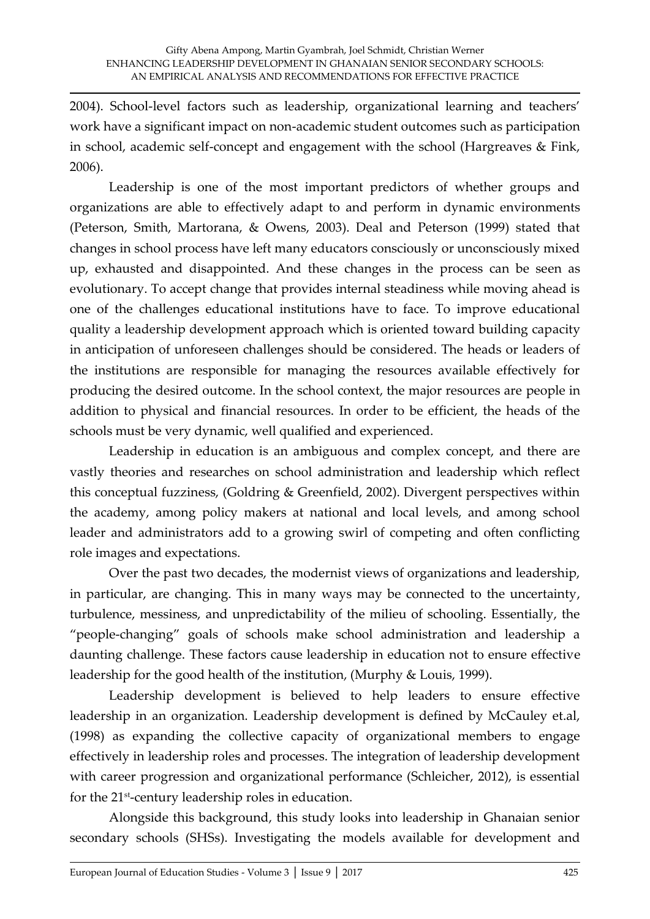2004). School-level factors such as leadership, organizational learning and teachers' work have a significant impact on non-academic student outcomes such as participation in school, academic self-concept and engagement with the school (Hargreaves & Fink, 2006).

Leadership is one of the most important predictors of whether groups and organizations are able to effectively adapt to and perform in dynamic environments (Peterson, Smith, Martorana, & Owens, 2003). Deal and Peterson (1999) stated that changes in school process have left many educators consciously or unconsciously mixed up, exhausted and disappointed. And these changes in the process can be seen as evolutionary. To accept change that provides internal steadiness while moving ahead is one of the challenges educational institutions have to face. To improve educational quality a leadership development approach which is oriented toward building capacity in anticipation of unforeseen challenges should be considered. The heads or leaders of the institutions are responsible for managing the resources available effectively for producing the desired outcome. In the school context, the major resources are people in addition to physical and financial resources. In order to be efficient, the heads of the schools must be very dynamic, well qualified and experienced.

Leadership in education is an ambiguous and complex concept, and there are vastly theories and researches on school administration and leadership which reflect this conceptual fuzziness, (Goldring & Greenfield, 2002). Divergent perspectives within the academy, among policy makers at national and local levels, and among school leader and administrators add to a growing swirl of competing and often conflicting role images and expectations.

Over the past two decades, the modernist views of organizations and leadership, in particular, are changing. This in many ways may be connected to the uncertainty, turbulence, messiness, and unpredictability of the milieu of schooling. Essentially, the "people-changing" goals of schools make school administration and leadership a daunting challenge. These factors cause leadership in education not to ensure effective leadership for the good health of the institution, (Murphy & Louis, 1999).

Leadership development is believed to help leaders to ensure effective leadership in an organization. Leadership development is defined by McCauley et.al, (1998) as expanding the collective capacity of organizational members to engage effectively in leadership roles and processes. The integration of leadership development with career progression and organizational performance (Schleicher, 2012), is essential for the 21st-century leadership roles in education.

Alongside this background, this study looks into leadership in Ghanaian senior secondary schools (SHSs). Investigating the models available for development and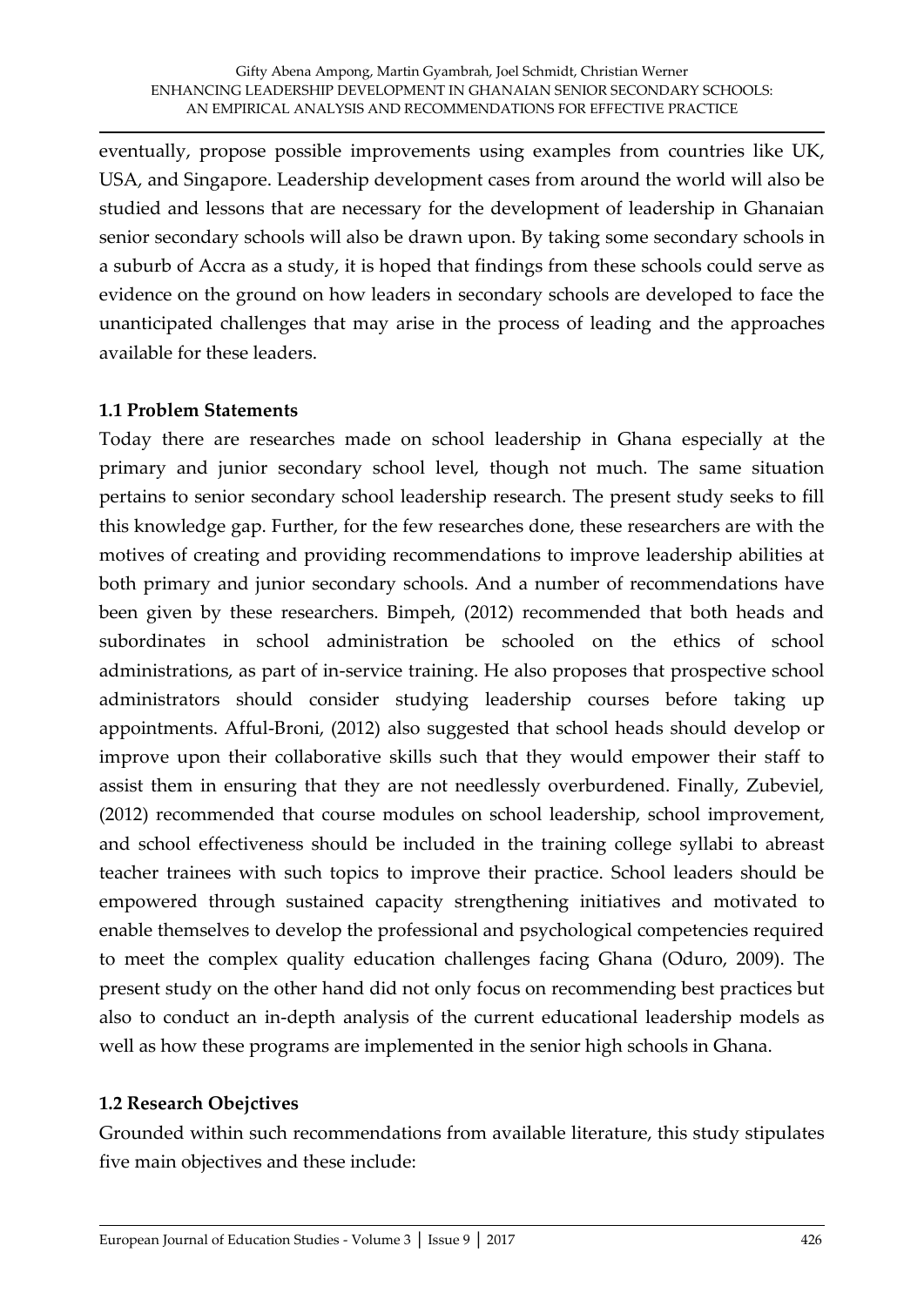eventually, propose possible improvements using examples from countries like UK, USA, and Singapore. Leadership development cases from around the world will also be studied and lessons that are necessary for the development of leadership in Ghanaian senior secondary schools will also be drawn upon. By taking some secondary schools in a suburb of Accra as a study, it is hoped that findings from these schools could serve as evidence on the ground on how leaders in secondary schools are developed to face the unanticipated challenges that may arise in the process of leading and the approaches available for these leaders.

### 1.1 Problem Statements

Today there are researches made on school leadership in Ghana especially at the primary and junior secondary school level, though not much. The same situation pertains to senior secondary school leadership research. The present study seeks to fill this knowledge gap. Further, for the few researches done, these researchers are with the motives of creating and providing recommendations to improve leadership abilities at both primary and junior secondary schools. And a number of recommendations have been given by these researchers. Bimpeh, (2012) recommended that both heads and subordinates in school administration be schooled on the ethics of school administrations, as part of in-service training. He also proposes that prospective school administrators should consider studying leadership courses before taking up appointments. Afful-Broni, (2012) also suggested that school heads should develop or improve upon their collaborative skills such that they would empower their staff to assist them in ensuring that they are not needlessly overburdened. Finally, Zubeviel, (2012) recommended that course modules on school leadership, school improvement, and school effectiveness should be included in the training college syllabi to abreast teacher trainees with such topics to improve their practice. School leaders should be empowered through sustained capacity strengthening initiatives and motivated to enable themselves to develop the professional and psychological competencies required to meet the complex quality education challenges facing Ghana (Oduro, 2009). The present study on the other hand did not only focus on recommending best practices but also to conduct an in-depth analysis of the current educational leadership models as well as how these programs are implemented in the senior high schools in Ghana.

### 1.2 Research Obejctives

Grounded within such recommendations from available literature, this study stipulates five main objectives and these include: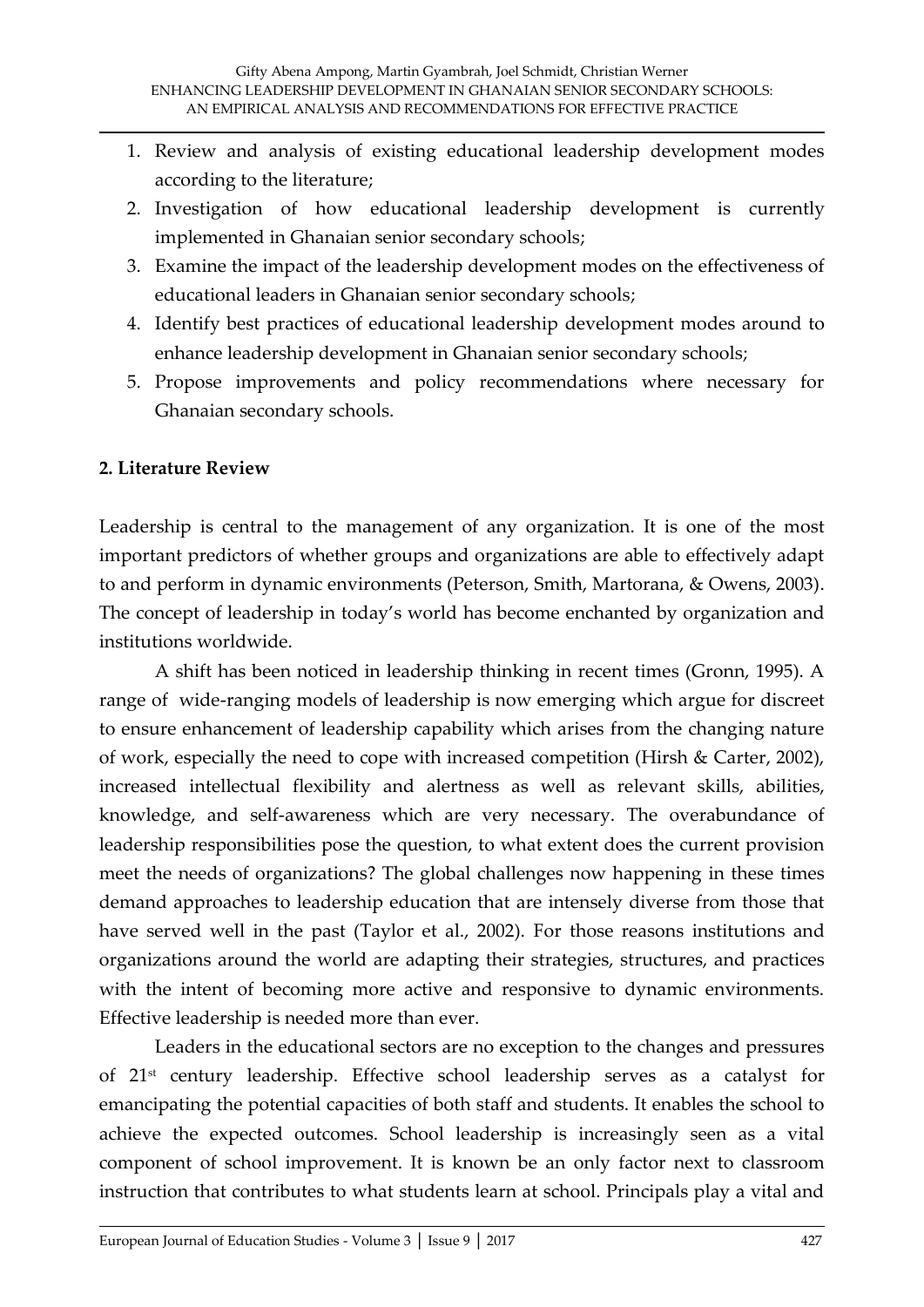1. Review and analysis of existing educational leadership development modes according to the literature;
2. Investigation of how educational leadership development is currently implemented in Ghanaian senior secondary schools;
3. Examine the impact of the leadership development modes on the effectiveness of educational leaders in Ghanaian senior secondary schools;
4. Identify best practices of educational leadership development modes around to enhance leadership development in Ghanaian senior secondary schools;
5. Propose improvements and policy recommendations where necessary for Ghanaian secondary schools.

## 2. Literature Review

Leadership is central to the management of any organization. It is one of the most important predictors of whether groups and organizations are able to effectively adapt to and perform in dynamic environments (Peterson, Smith, Martorana, & Owens, 2003). The concept of leadership in today's world has become enchanted by organization and institutions worldwide.

A shift has been noticed in leadership thinking in recent times (Gronn, 1995). A range of wide-ranging models of leadership is now emerging which argue for discreet to ensure enhancement of leadership capability which arises from the changing nature of work, especially the need to cope with increased competition (Hirsh & Carter, 2002), increased intellectual flexibility and alertness as well as relevant skills, abilities, knowledge, and self-awareness which are very necessary. The overabundance of leadership responsibilities pose the question, to what extent does the current provision meet the needs of organizations? The global challenges now happening in these times demand approaches to leadership education that are intensely diverse from those that have served well in the past (Taylor et al., 2002). For those reasons institutions and organizations around the world are adapting their strategies, structures, and practices with the intent of becoming more active and responsive to dynamic environments. Effective leadership is needed more than ever.

Leaders in the educational sectors are no exception to the changes and pressures of 21st century leadership. Effective school leadership serves as a catalyst for emancipating the potential capacities of both staff and students. It enables the school to achieve the expected outcomes. School leadership is increasingly seen as a vital component of school improvement. It is known be an only factor next to classroom instruction that contributes to what students learn at school. Principals play a vital and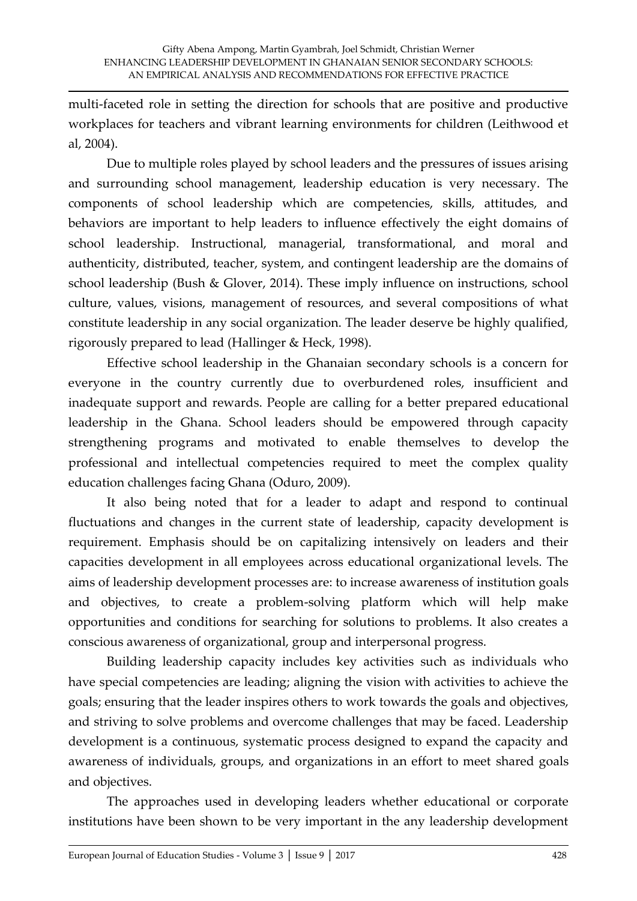multi-faceted role in setting the direction for schools that are positive and productive workplaces for teachers and vibrant learning environments for children (Leithwood et al, 2004).

Due to multiple roles played by school leaders and the pressures of issues arising and surrounding school management, leadership education is very necessary. The components of school leadership which are competencies, skills, attitudes, and behaviors are important to help leaders to influence effectively the eight domains of school leadership. Instructional, managerial, transformational, and moral and authenticity, distributed, teacher, system, and contingent leadership are the domains of school leadership (Bush & Glover, 2014). These imply influence on instructions, school culture, values, visions, management of resources, and several compositions of what constitute leadership in any social organization. The leader deserve be highly qualified, rigorously prepared to lead (Hallinger & Heck, 1998).

Effective school leadership in the Ghanaian secondary schools is a concern for everyone in the country currently due to overburdened roles, insufficient and inadequate support and rewards. People are calling for a better prepared educational leadership in the Ghana. School leaders should be empowered through capacity strengthening programs and motivated to enable themselves to develop the professional and intellectual competencies required to meet the complex quality education challenges facing Ghana (Oduro, 2009).

It also being noted that for a leader to adapt and respond to continual fluctuations and changes in the current state of leadership, capacity development is requirement. Emphasis should be on capitalizing intensively on leaders and their capacities development in all employees across educational organizational levels. The aims of leadership development processes are: to increase awareness of institution goals and objectives, to create a problem-solving platform which will help make opportunities and conditions for searching for solutions to problems. It also creates a conscious awareness of organizational, group and interpersonal progress.

Building leadership capacity includes key activities such as individuals who have special competencies are leading; aligning the vision with activities to achieve the goals; ensuring that the leader inspires others to work towards the goals and objectives, and striving to solve problems and overcome challenges that may be faced. Leadership development is a continuous, systematic process designed to expand the capacity and awareness of individuals, groups, and organizations in an effort to meet shared goals and objectives.

The approaches used in developing leaders whether educational or corporate institutions have been shown to be very important in the any leadership development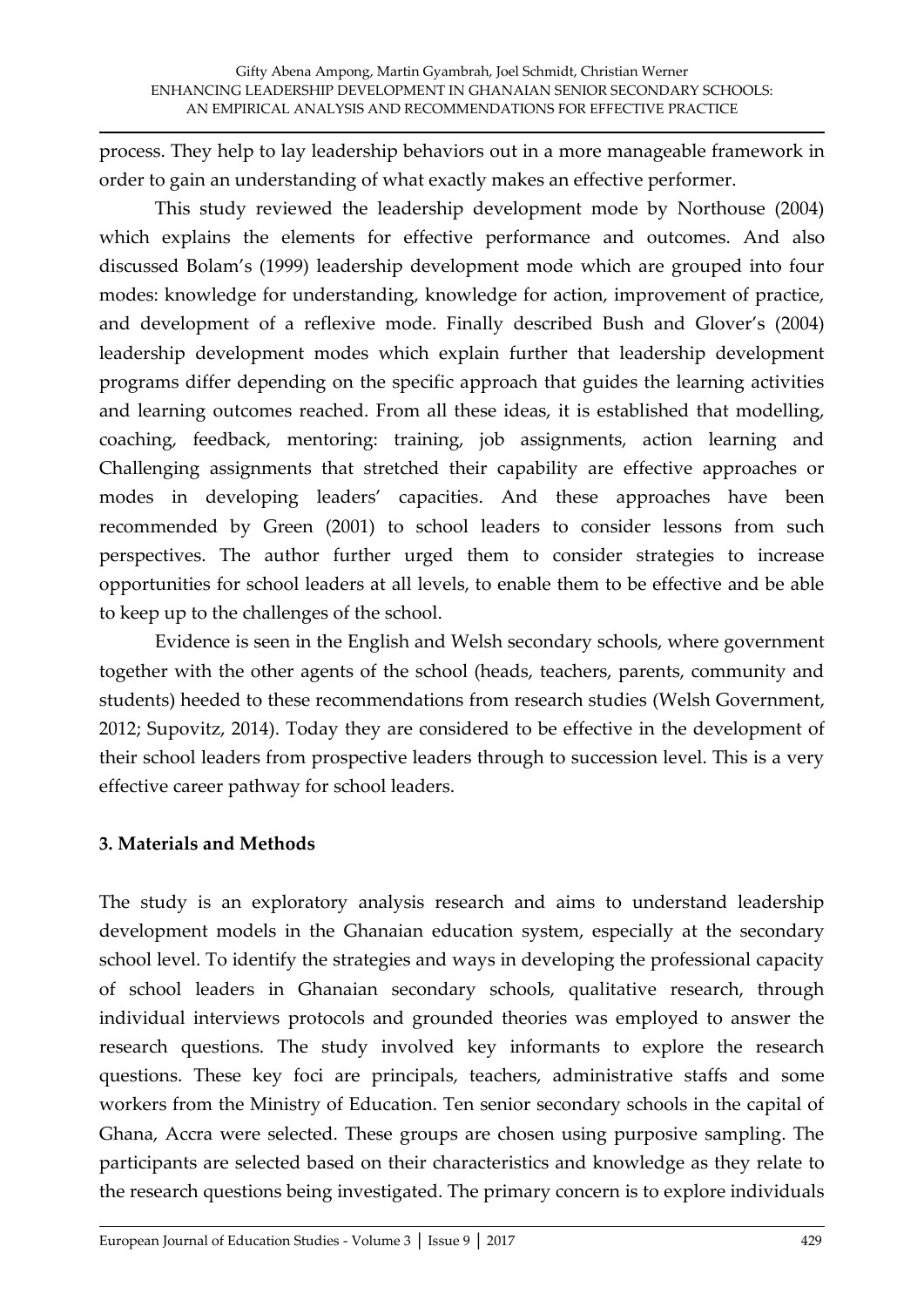process. They help to lay leadership behaviors out in a more manageable framework in order to gain an understanding of what exactly makes an effective performer.

This study reviewed the leadership development mode by Northouse (2004) which explains the elements for effective performance and outcomes. And also discussed Bolam's (1999) leadership development mode which are grouped into four modes: knowledge for understanding, knowledge for action, improvement of practice, and development of a reflexive mode. Finally described Bush and Glover's (2004) leadership development modes which explain further that leadership development programs differ depending on the specific approach that guides the learning activities and learning outcomes reached. From all these ideas, it is established that modelling, coaching, feedback, mentoring: training, job assignments, action learning and Challenging assignments that stretched their capability are effective approaches or modes in developing leaders' capacities. And these approaches have been recommended by Green (2001) to school leaders to consider lessons from such perspectives. The author further urged them to consider strategies to increase opportunities for school leaders at all levels, to enable them to be effective and be able to keep up to the challenges of the school.

Evidence is seen in the English and Welsh secondary schools, where government together with the other agents of the school (heads, teachers, parents, community and students) heeded to these recommendations from research studies (Welsh Government, 2012; Supovitz, 2014). Today they are considered to be effective in the development of their school leaders from prospective leaders through to succession level. This is a very effective career pathway for school leaders.

## 3. Materials and Methods

The study is an exploratory analysis research and aims to understand leadership development models in the Ghanaian education system, especially at the secondary school level. To identify the strategies and ways in developing the professional capacity of school leaders in Ghanaian secondary schools, qualitative research, through individual interviews protocols and grounded theories was employed to answer the research questions. The study involved key informants to explore the research questions. These key foci are principals, teachers, administrative staffs and some workers from the Ministry of Education. Ten senior secondary schools in the capital of Ghana, Accra were selected. These groups are chosen using purposive sampling. The participants are selected based on their characteristics and knowledge as they relate to the research questions being investigated. The primary concern is to explore individuals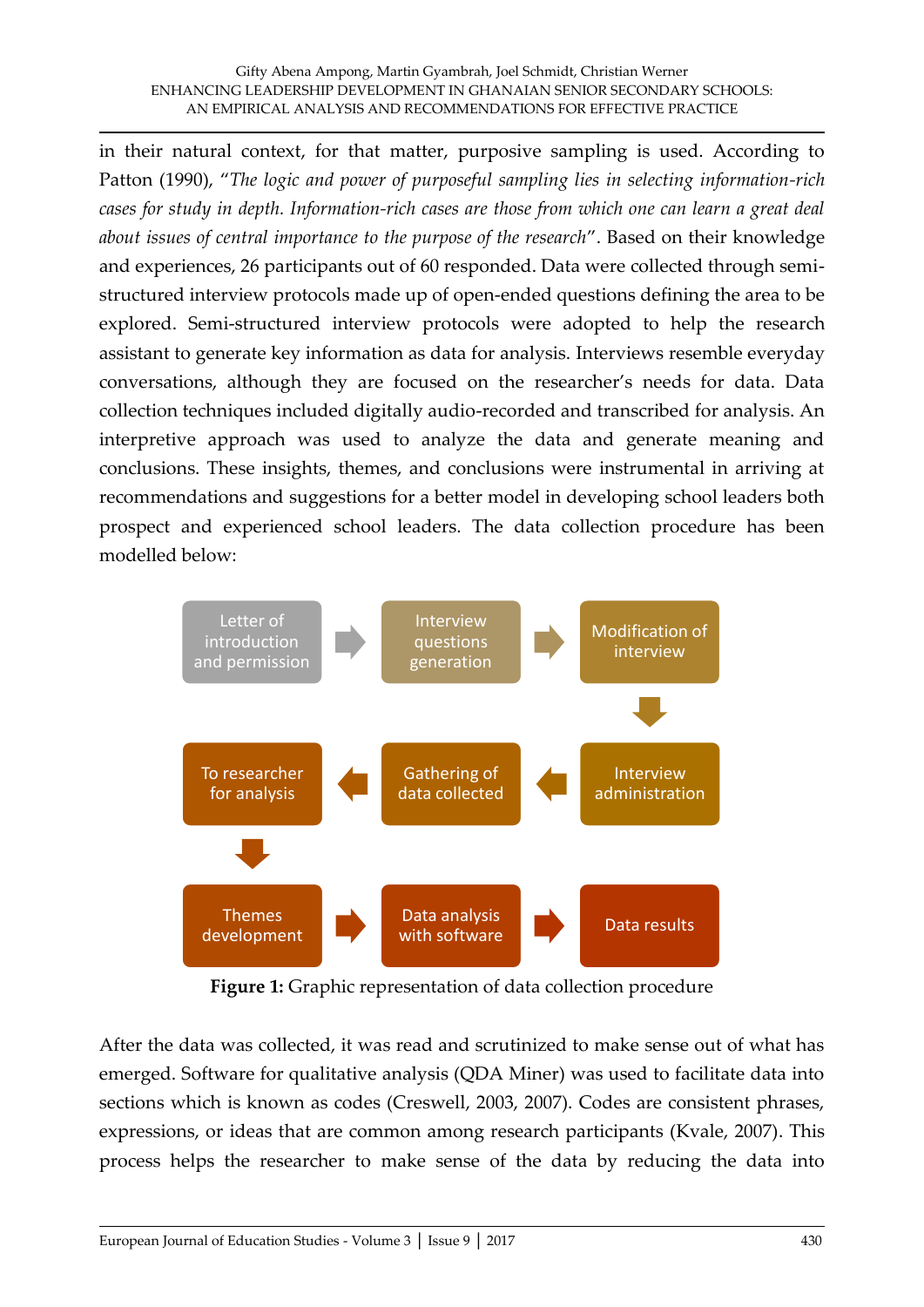in their natural context, for that matter, purposive sampling is used. According to Patton (1990), "*The logic and power of purposeful sampling lies in selecting information-rich cases for study in depth. Information-rich cases are those from which one can learn a great deal about issues of central importance to the purpose of the research*". Based on their knowledge and experiences, 26 participants out of 60 responded. Data were collected through semi-structured interview protocols made up of open-ended questions defining the area to be explored. Semi-structured interview protocols were adopted to help the research assistant to generate key information as data for analysis. Interviews resemble everyday conversations, although they are focused on the researcher's needs for data. Data collection techniques included digitally audio-recorded and transcribed for analysis. An interpretive approach was used to analyze the data and generate meaning and conclusions. These insights, themes, and conclusions were instrumental in arriving at recommendations and suggestions for a better model in developing school leaders both prospect and experienced school leaders. The data collection procedure has been modelled below:

Letter of introduction and permission → Interview questions generation → Modification of interview → Interview administration → Gathering of data collected → To researcher for analysis → Themes development → Data analysis with software → Data results

**Figure 1:** Graphic representation of data collection procedure

After the data was collected, it was read and scrutinized to make sense out of what has emerged. Software for qualitative analysis (QDA Miner) was used to facilitate data into sections which is known as codes (Creswell, 2003, 2007). Codes are consistent phrases, expressions, or ideas that are common among research participants (Kvale, 2007). This process helps the researcher to make sense of the data by reducing the data into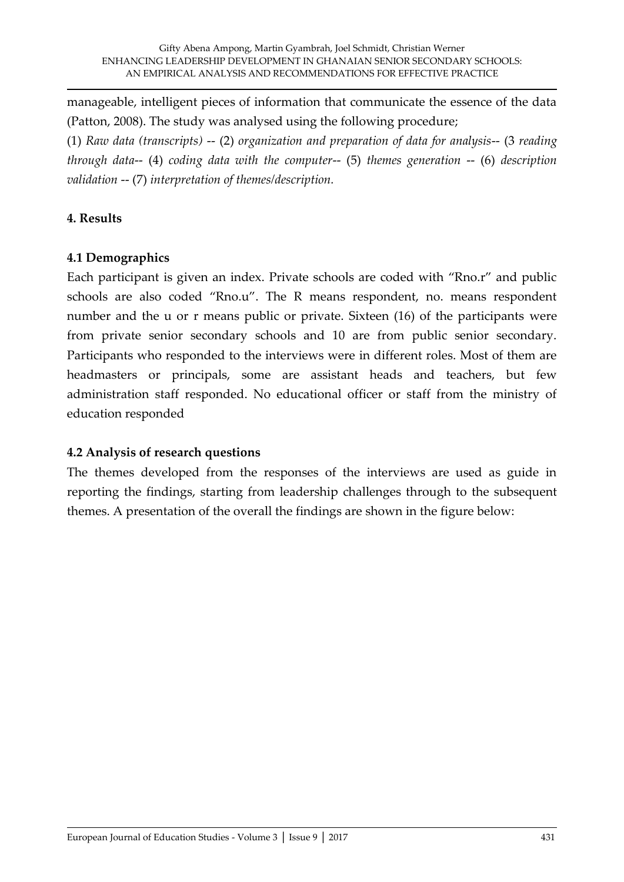manageable, intelligent pieces of information that communicate the essence of the data (Patton, 2008). The study was analysed using the following procedure;

(1) *Raw data (transcripts)* -- (2) *organization and preparation of data for analysis*-- (3 *reading through data*-- (4) *coding data with the computer*-- (5) *themes generation* -- (6) *description validation* -- (7) *interpretation of themes/description.*

## 4. Results

### 4.1 Demographics

Each participant is given an index. Private schools are coded with "Rno.r" and public schools are also coded "Rno.u". The R means respondent, no. means respondent number and the u or r means public or private. Sixteen (16) of the participants were from private senior secondary schools and 10 are from public senior secondary. Participants who responded to the interviews were in different roles. Most of them are headmasters or principals, some are assistant heads and teachers, but few administration staff responded. No educational officer or staff from the ministry of education responded

### 4.2 Analysis of research questions

The themes developed from the responses of the interviews are used as guide in reporting the findings, starting from leadership challenges through to the subsequent themes. A presentation of the overall the findings are shown in the figure below: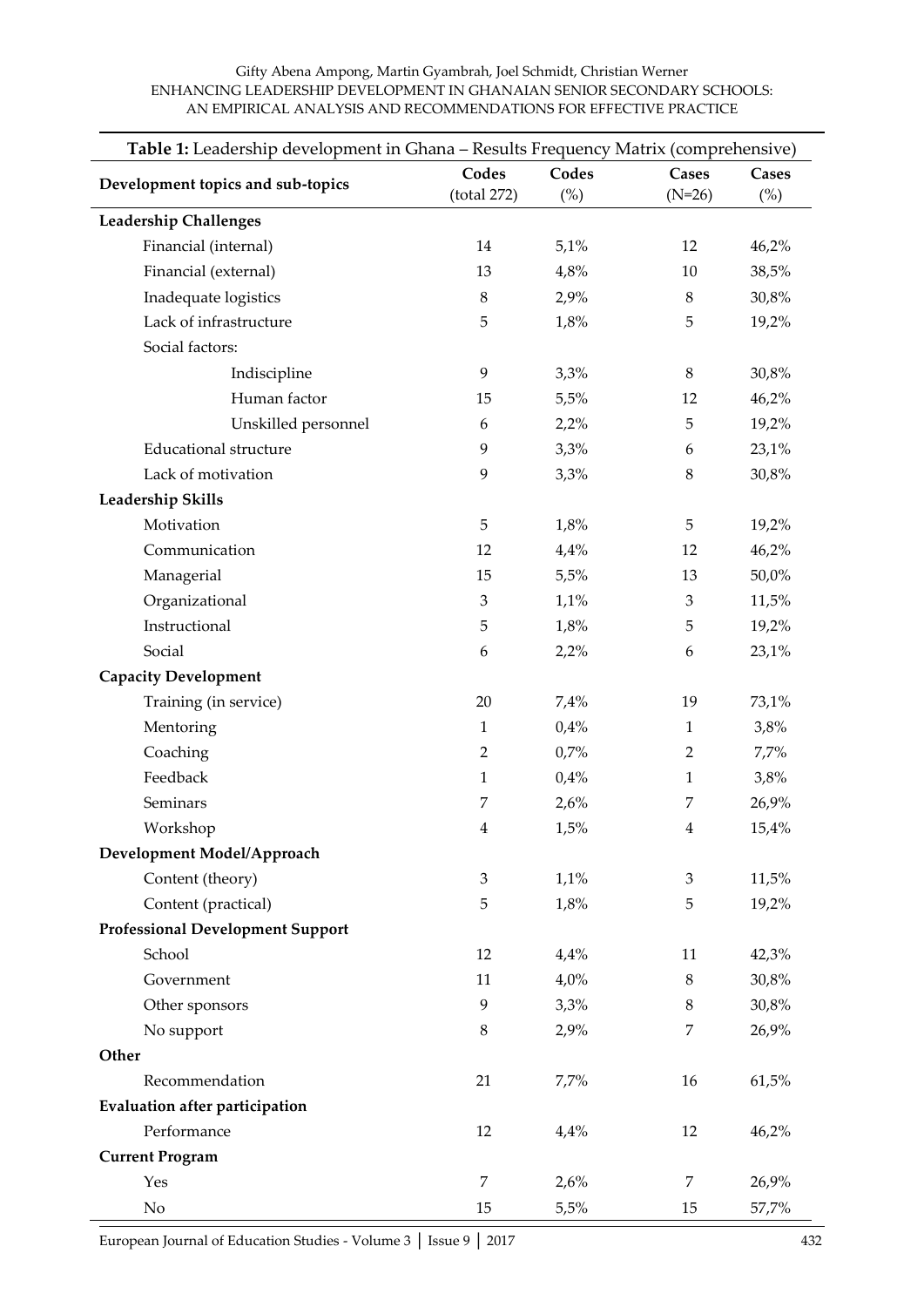**Table 1:** Leadership development in Ghana – Results Frequency Matrix (comprehensive)

| Development topics and sub-topics | Codes (total 272) | Codes (%) | Cases (N=26) | Cases (%) |
|---|---|---|---|---|
| **Leadership Challenges** | | | | |
| Financial (internal) | 14 | 5,1% | 12 | 46,2% |
| Financial (external) | 13 | 4,8% | 10 | 38,5% |
| Inadequate logistics | 8 | 2,9% | 8 | 30,8% |
| Lack of infrastructure | 5 | 1,8% | 5 | 19,2% |
| Social factors: | | | | |
| Indiscipline | 9 | 3,3% | 8 | 30,8% |
| Human factor | 15 | 5,5% | 12 | 46,2% |
| Unskilled personnel | 6 | 2,2% | 5 | 19,2% |
| Educational structure | 9 | 3,3% | 6 | 23,1% |
| Lack of motivation | 9 | 3,3% | 8 | 30,8% |
| **Leadership Skills** | | | | |
| Motivation | 5 | 1,8% | 5 | 19,2% |
| Communication | 12 | 4,4% | 12 | 46,2% |
| Managerial | 15 | 5,5% | 13 | 50,0% |
| Organizational | 3 | 1,1% | 3 | 11,5% |
| Instructional | 5 | 1,8% | 5 | 19,2% |
| Social | 6 | 2,2% | 6 | 23,1% |
| **Capacity Development** | | | | |
| Training (in service) | 20 | 7,4% | 19 | 73,1% |
| Mentoring | 1 | 0,4% | 1 | 3,8% |
| Coaching | 2 | 0,7% | 2 | 7,7% |
| Feedback | 1 | 0,4% | 1 | 3,8% |
| Seminars | 7 | 2,6% | 7 | 26,9% |
| Workshop | 4 | 1,5% | 4 | 15,4% |
| **Development Model/Approach** | | | | |
| Content (theory) | 3 | 1,1% | 3 | 11,5% |
| Content (practical) | 5 | 1,8% | 5 | 19,2% |
| **Professional Development Support** | | | | |
| School | 12 | 4,4% | 11 | 42,3% |
| Government | 11 | 4,0% | 8 | 30,8% |
| Other sponsors | 9 | 3,3% | 8 | 30,8% |
| No support | 8 | 2,9% | 7 | 26,9% |
| **Other** | | | | |
| Recommendation | 21 | 7,7% | 16 | 61,5% |
| **Evaluation after participation** | | | | |
| Performance | 12 | 4,4% | 12 | 46,2% |
| **Current Program** | | | | |
| Yes | 7 | 2,6% | 7 | 26,9% |
| No | 15 | 5,5% | 15 | 57,7% |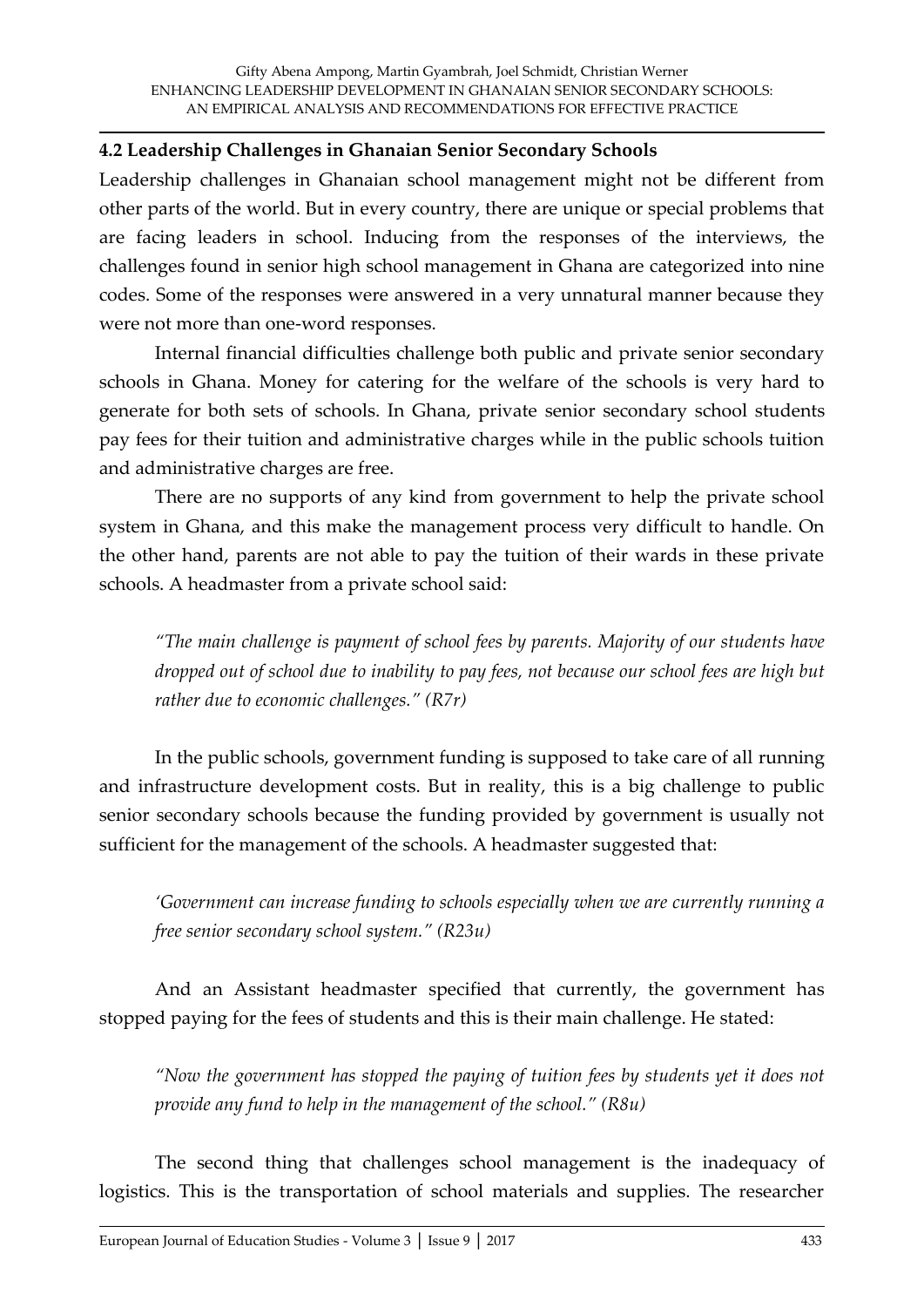### 4.2 Leadership Challenges in Ghanaian Senior Secondary Schools

Leadership challenges in Ghanaian school management might not be different from other parts of the world. But in every country, there are unique or special problems that are facing leaders in school. Inducing from the responses of the interviews, the challenges found in senior high school management in Ghana are categorized into nine codes. Some of the responses were answered in a very unnatural manner because they were not more than one-word responses.

Internal financial difficulties challenge both public and private senior secondary schools in Ghana. Money for catering for the welfare of the schools is very hard to generate for both sets of schools. In Ghana, private senior secondary school students pay fees for their tuition and administrative charges while in the public schools tuition and administrative charges are free.

There are no supports of any kind from government to help the private school system in Ghana, and this make the management process very difficult to handle. On the other hand, parents are not able to pay the tuition of their wards in these private schools. A headmaster from a private school said:

> *"The main challenge is payment of school fees by parents. Majority of our students have dropped out of school due to inability to pay fees, not because our school fees are high but rather due to economic challenges." (R7r)*

In the public schools, government funding is supposed to take care of all running and infrastructure development costs. But in reality, this is a big challenge to public senior secondary schools because the funding provided by government is usually not sufficient for the management of the schools. A headmaster suggested that:

> *'Government can increase funding to schools especially when we are currently running a free senior secondary school system." (R23u)*

And an Assistant headmaster specified that currently, the government has stopped paying for the fees of students and this is their main challenge. He stated:

> *"Now the government has stopped the paying of tuition fees by students yet it does not provide any fund to help in the management of the school." (R8u)*

The second thing that challenges school management is the inadequacy of logistics. This is the transportation of school materials and supplies. The researcher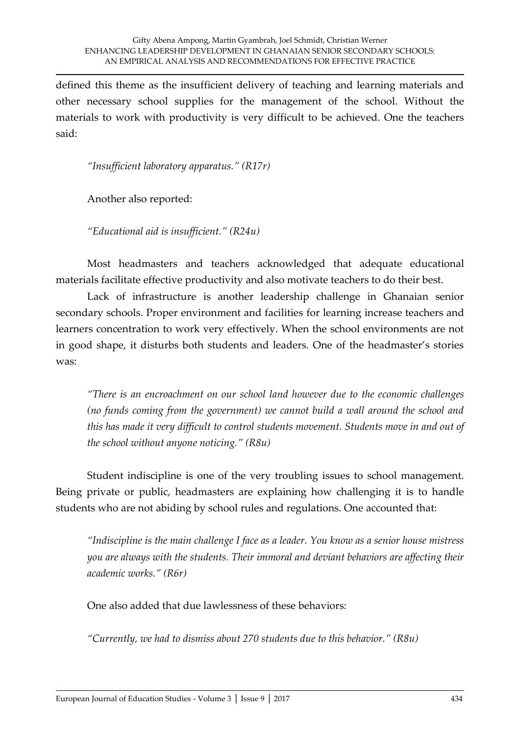defined this theme as the insufficient delivery of teaching and learning materials and other necessary school supplies for the management of the school. Without the materials to work with productivity is very difficult to be achieved. One the teachers said:

*"Insufficient laboratory apparatus." (R17r)*

Another also reported:

*"Educational aid is insufficient." (R24u)*

Most headmasters and teachers acknowledged that adequate educational materials facilitate effective productivity and also motivate teachers to do their best.

Lack of infrastructure is another leadership challenge in Ghanaian senior secondary schools. Proper environment and facilities for learning increase teachers and learners concentration to work very effectively. When the school environments are not in good shape, it disturbs both students and leaders. One of the headmaster's stories was:

*"There is an encroachment on our school land however due to the economic challenges (no funds coming from the government) we cannot build a wall around the school and this has made it very difficult to control students movement. Students move in and out of the school without anyone noticing." (R8u)*

Student indiscipline is one of the very troubling issues to school management. Being private or public, headmasters are explaining how challenging it is to handle students who are not abiding by school rules and regulations. One accounted that:

*"Indiscipline is the main challenge I face as a leader. You know as a senior house mistress you are always with the students. Their immoral and deviant behaviors are affecting their academic works." (R6r)*

One also added that due lawlessness of these behaviors:

*"Currently, we had to dismiss about 270 students due to this behavior." (R8u)*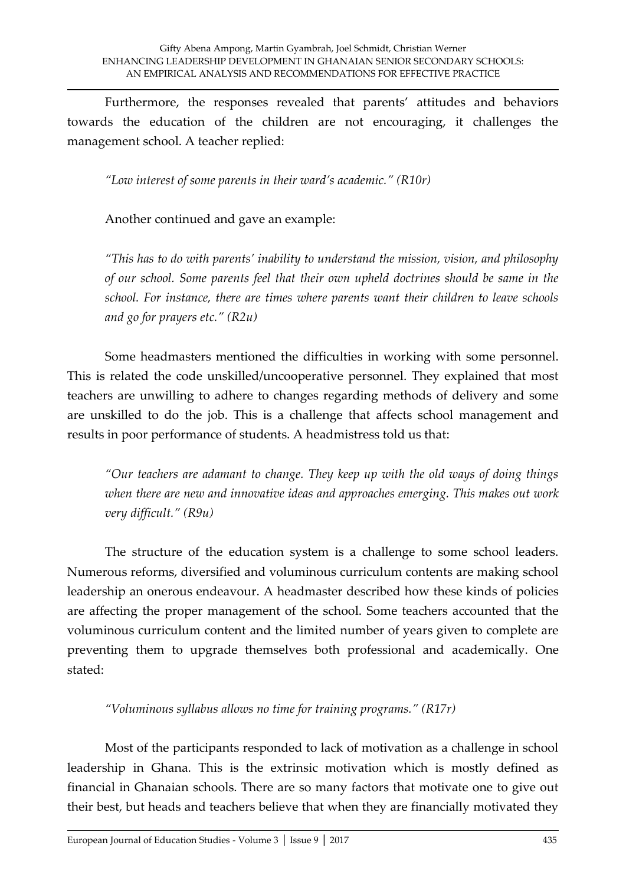Furthermore, the responses revealed that parents' attitudes and behaviors towards the education of the children are not encouraging, it challenges the management school. A teacher replied:

*"Low interest of some parents in their ward's academic." (R10r)*

Another continued and gave an example:

*"This has to do with parents' inability to understand the mission, vision, and philosophy of our school. Some parents feel that their own upheld doctrines should be same in the school. For instance, there are times where parents want their children to leave schools and go for prayers etc." (R2u)*

Some headmasters mentioned the difficulties in working with some personnel. This is related the code unskilled/uncooperative personnel. They explained that most teachers are unwilling to adhere to changes regarding methods of delivery and some are unskilled to do the job. This is a challenge that affects school management and results in poor performance of students. A headmistress told us that:

*"Our teachers are adamant to change. They keep up with the old ways of doing things when there are new and innovative ideas and approaches emerging. This makes out work very difficult." (R9u)*

The structure of the education system is a challenge to some school leaders. Numerous reforms, diversified and voluminous curriculum contents are making school leadership an onerous endeavour. A headmaster described how these kinds of policies are affecting the proper management of the school. Some teachers accounted that the voluminous curriculum content and the limited number of years given to complete are preventing them to upgrade themselves both professional and academically. One stated:

*"Voluminous syllabus allows no time for training programs." (R17r)*

Most of the participants responded to lack of motivation as a challenge in school leadership in Ghana. This is the extrinsic motivation which is mostly defined as financial in Ghanaian schools. There are so many factors that motivate one to give out their best, but heads and teachers believe that when they are financially motivated they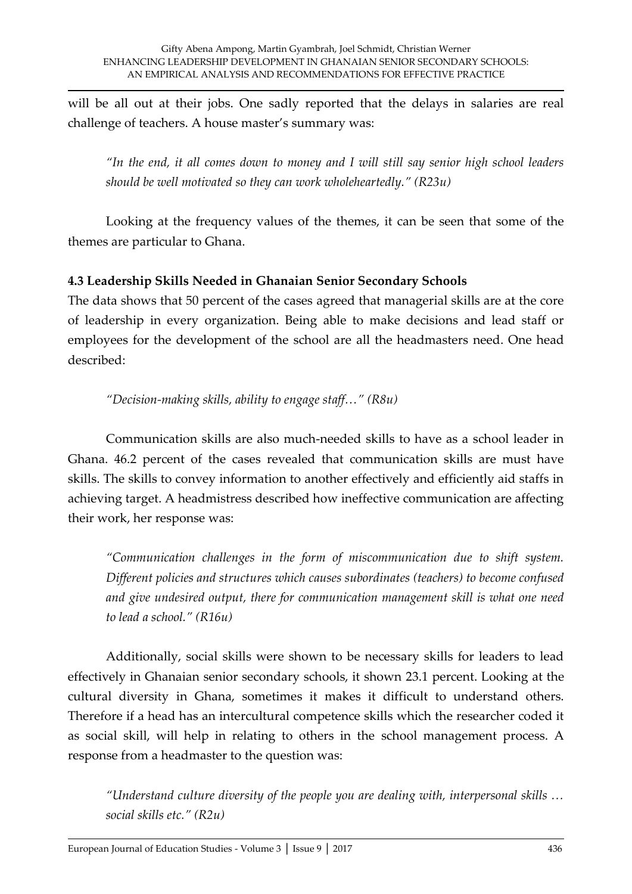will be all out at their jobs. One sadly reported that the delays in salaries are real challenge of teachers. A house master's summary was:

> *"In the end, it all comes down to money and I will still say senior high school leaders should be well motivated so they can work wholeheartedly." (R23u)*

Looking at the frequency values of the themes, it can be seen that some of the themes are particular to Ghana.

### 4.3 Leadership Skills Needed in Ghanaian Senior Secondary Schools

The data shows that 50 percent of the cases agreed that managerial skills are at the core of leadership in every organization. Being able to make decisions and lead staff or employees for the development of the school are all the headmasters need. One head described:

> *"Decision-making skills, ability to engage staff…" (R8u)*

Communication skills are also much-needed skills to have as a school leader in Ghana. 46.2 percent of the cases revealed that communication skills are must have skills. The skills to convey information to another effectively and efficiently aid staffs in achieving target. A headmistress described how ineffective communication are affecting their work, her response was:

> *"Communication challenges in the form of miscommunication due to shift system. Different policies and structures which causes subordinates (teachers) to become confused and give undesired output, there for communication management skill is what one need to lead a school." (R16u)*

Additionally, social skills were shown to be necessary skills for leaders to lead effectively in Ghanaian senior secondary schools, it shown 23.1 percent. Looking at the cultural diversity in Ghana, sometimes it makes it difficult to understand others. Therefore if a head has an intercultural competence skills which the researcher coded it as social skill, will help in relating to others in the school management process. A response from a headmaster to the question was:

> *"Understand culture diversity of the people you are dealing with, interpersonal skills … social skills etc." (R2u)*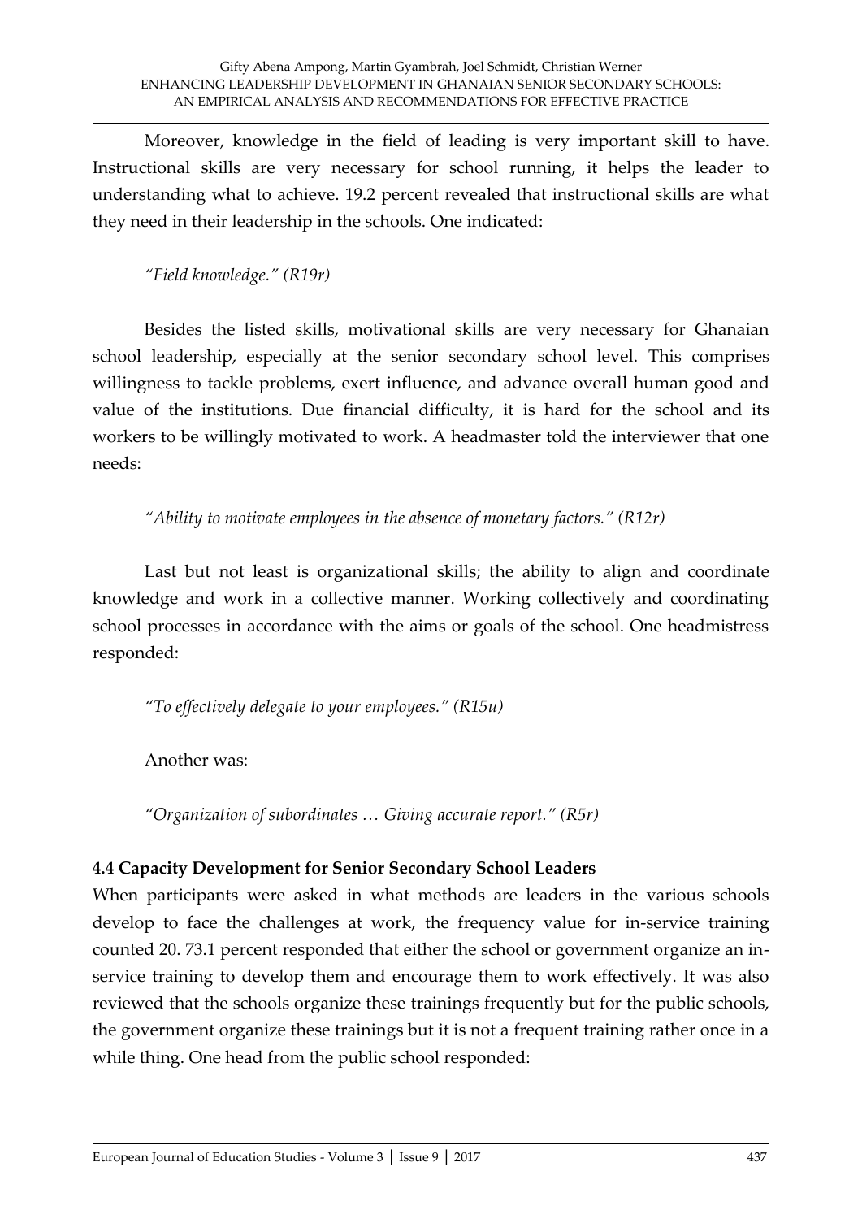Moreover, knowledge in the field of leading is very important skill to have. Instructional skills are very necessary for school running, it helps the leader to understanding what to achieve. 19.2 percent revealed that instructional skills are what they need in their leadership in the schools. One indicated:

*"Field knowledge." (R19r)*

Besides the listed skills, motivational skills are very necessary for Ghanaian school leadership, especially at the senior secondary school level. This comprises willingness to tackle problems, exert influence, and advance overall human good and value of the institutions. Due financial difficulty, it is hard for the school and its workers to be willingly motivated to work. A headmaster told the interviewer that one needs:

*"Ability to motivate employees in the absence of monetary factors." (R12r)*

Last but not least is organizational skills; the ability to align and coordinate knowledge and work in a collective manner. Working collectively and coordinating school processes in accordance with the aims or goals of the school. One headmistress responded:

*"To effectively delegate to your employees." (R15u)*

Another was:

*"Organization of subordinates … Giving accurate report." (R5r)*

### 4.4 Capacity Development for Senior Secondary School Leaders

When participants were asked in what methods are leaders in the various schools develop to face the challenges at work, the frequency value for in-service training counted 20. 73.1 percent responded that either the school or government organize an in-service training to develop them and encourage them to work effectively. It was also reviewed that the schools organize these trainings frequently but for the public schools, the government organize these trainings but it is not a frequent training rather once in a while thing. One head from the public school responded: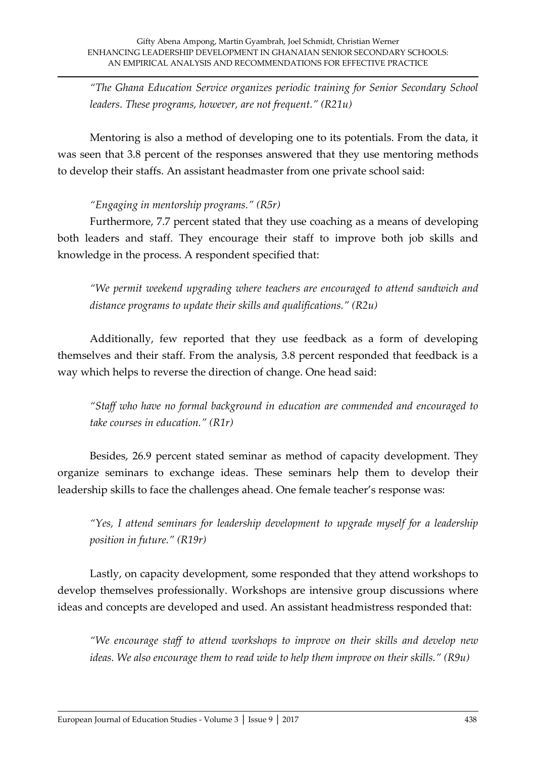*"The Ghana Education Service organizes periodic training for Senior Secondary School leaders. These programs, however, are not frequent." (R21u)*

Mentoring is also a method of developing one to its potentials. From the data, it was seen that 3.8 percent of the responses answered that they use mentoring methods to develop their staffs. An assistant headmaster from one private school said:

*"Engaging in mentorship programs." (R5r)*

Furthermore, 7.7 percent stated that they use coaching as a means of developing both leaders and staff. They encourage their staff to improve both job skills and knowledge in the process. A respondent specified that:

*"We permit weekend upgrading where teachers are encouraged to attend sandwich and distance programs to update their skills and qualifications." (R2u)*

Additionally, few reported that they use feedback as a form of developing themselves and their staff. From the analysis, 3.8 percent responded that feedback is a way which helps to reverse the direction of change. One head said:

*"Staff who have no formal background in education are commended and encouraged to take courses in education." (R1r)*

Besides, 26.9 percent stated seminar as method of capacity development. They organize seminars to exchange ideas. These seminars help them to develop their leadership skills to face the challenges ahead. One female teacher's response was:

*"Yes, I attend seminars for leadership development to upgrade myself for a leadership position in future." (R19r)*

Lastly, on capacity development, some responded that they attend workshops to develop themselves professionally. Workshops are intensive group discussions where ideas and concepts are developed and used. An assistant headmistress responded that:

*"We encourage staff to attend workshops to improve on their skills and develop new ideas. We also encourage them to read wide to help them improve on their skills." (R9u)*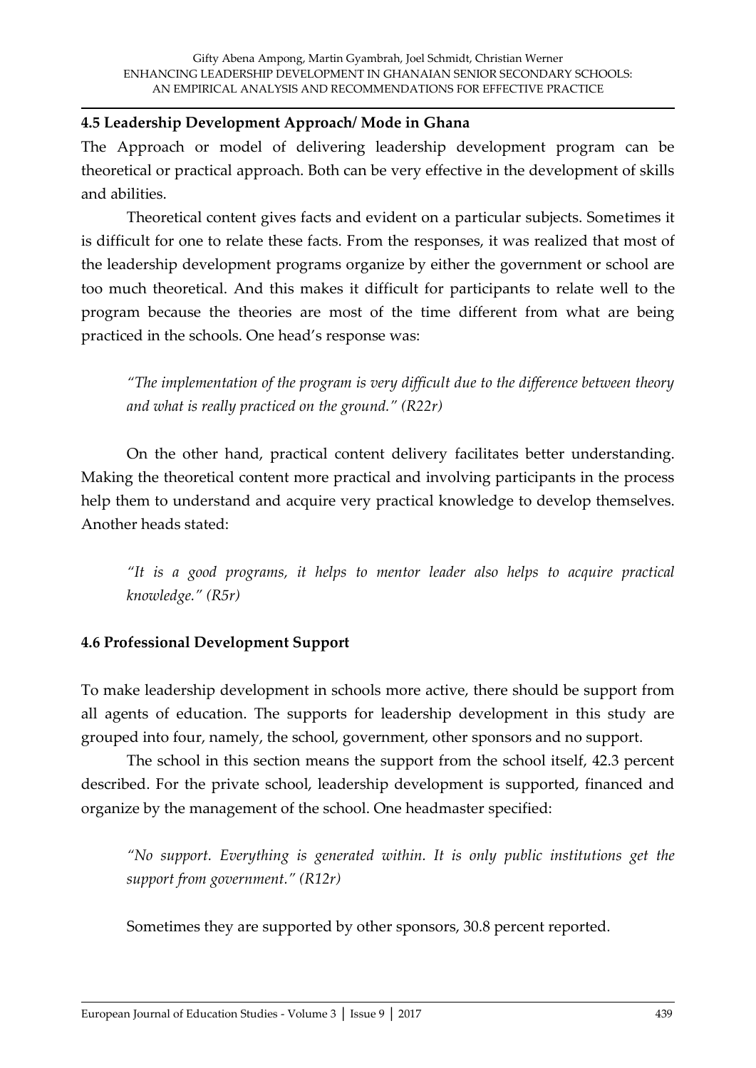### 4.5 Leadership Development Approach/ Mode in Ghana

The Approach or model of delivering leadership development program can be theoretical or practical approach. Both can be very effective in the development of skills and abilities.

Theoretical content gives facts and evident on a particular subjects. Sometimes it is difficult for one to relate these facts. From the responses, it was realized that most of the leadership development programs organize by either the government or school are too much theoretical. And this makes it difficult for participants to relate well to the program because the theories are most of the time different from what are being practiced in the schools. One head's response was:

> *"The implementation of the program is very difficult due to the difference between theory and what is really practiced on the ground." (R22r)*

On the other hand, practical content delivery facilitates better understanding. Making the theoretical content more practical and involving participants in the process help them to understand and acquire very practical knowledge to develop themselves. Another heads stated:

> *"It is a good programs, it helps to mentor leader also helps to acquire practical knowledge." (R5r)*

### 4.6 Professional Development Support

To make leadership development in schools more active, there should be support from all agents of education. The supports for leadership development in this study are grouped into four, namely, the school, government, other sponsors and no support.

The school in this section means the support from the school itself, 42.3 percent described. For the private school, leadership development is supported, financed and organize by the management of the school. One headmaster specified:

> *"No support. Everything is generated within. It is only public institutions get the support from government." (R12r)*

Sometimes they are supported by other sponsors, 30.8 percent reported.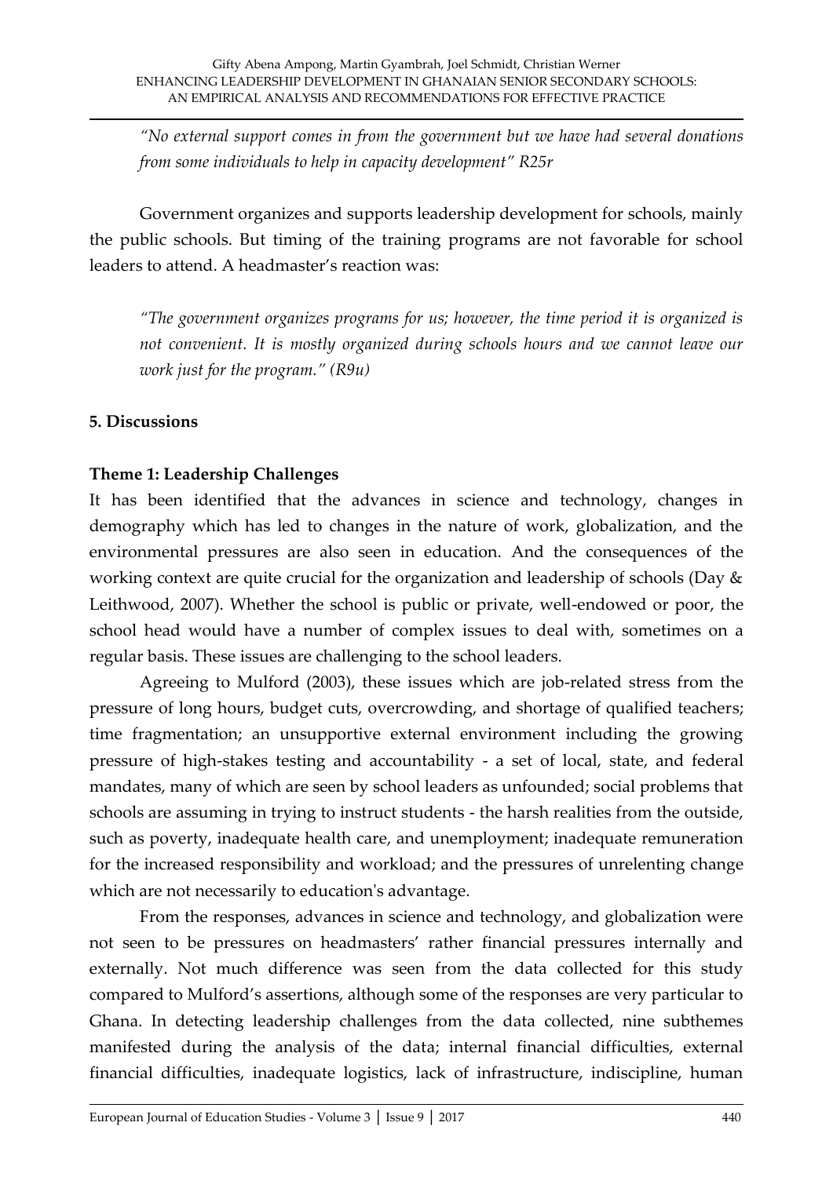*"No external support comes in from the government but we have had several donations from some individuals to help in capacity development" R25r*

Government organizes and supports leadership development for schools, mainly the public schools. But timing of the training programs are not favorable for school leaders to attend. A headmaster's reaction was:

*"The government organizes programs for us; however, the time period it is organized is not convenient. It is mostly organized during schools hours and we cannot leave our work just for the program." (R9u)*

## 5. Discussions

### Theme 1: Leadership Challenges

It has been identified that the advances in science and technology, changes in demography which has led to changes in the nature of work, globalization, and the environmental pressures are also seen in education. And the consequences of the working context are quite crucial for the organization and leadership of schools (Day & Leithwood, 2007). Whether the school is public or private, well-endowed or poor, the school head would have a number of complex issues to deal with, sometimes on a regular basis. These issues are challenging to the school leaders.

Agreeing to Mulford (2003), these issues which are job-related stress from the pressure of long hours, budget cuts, overcrowding, and shortage of qualified teachers; time fragmentation; an unsupportive external environment including the growing pressure of high-stakes testing and accountability - a set of local, state, and federal mandates, many of which are seen by school leaders as unfounded; social problems that schools are assuming in trying to instruct students - the harsh realities from the outside, such as poverty, inadequate health care, and unemployment; inadequate remuneration for the increased responsibility and workload; and the pressures of unrelenting change which are not necessarily to education's advantage.

From the responses, advances in science and technology, and globalization were not seen to be pressures on headmasters' rather financial pressures internally and externally. Not much difference was seen from the data collected for this study compared to Mulford's assertions, although some of the responses are very particular to Ghana. In detecting leadership challenges from the data collected, nine subthemes manifested during the analysis of the data; internal financial difficulties, external financial difficulties, inadequate logistics, lack of infrastructure, indiscipline, human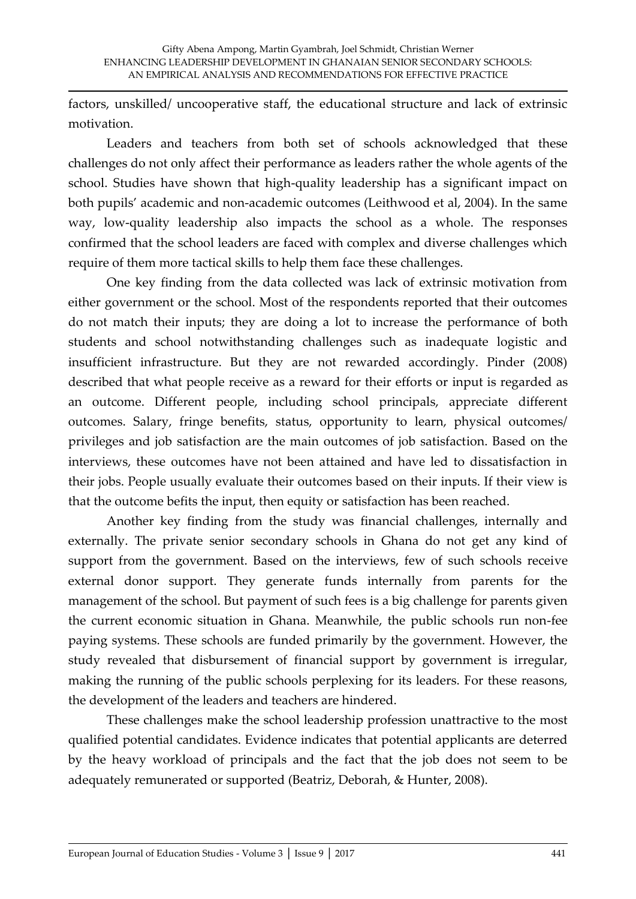factors, unskilled/ uncooperative staff, the educational structure and lack of extrinsic motivation.

Leaders and teachers from both set of schools acknowledged that these challenges do not only affect their performance as leaders rather the whole agents of the school. Studies have shown that high-quality leadership has a significant impact on both pupils' academic and non-academic outcomes (Leithwood et al, 2004). In the same way, low-quality leadership also impacts the school as a whole. The responses confirmed that the school leaders are faced with complex and diverse challenges which require of them more tactical skills to help them face these challenges.

One key finding from the data collected was lack of extrinsic motivation from either government or the school. Most of the respondents reported that their outcomes do not match their inputs; they are doing a lot to increase the performance of both students and school notwithstanding challenges such as inadequate logistic and insufficient infrastructure. But they are not rewarded accordingly. Pinder (2008) described that what people receive as a reward for their efforts or input is regarded as an outcome. Different people, including school principals, appreciate different outcomes. Salary, fringe benefits, status, opportunity to learn, physical outcomes/ privileges and job satisfaction are the main outcomes of job satisfaction. Based on the interviews, these outcomes have not been attained and have led to dissatisfaction in their jobs. People usually evaluate their outcomes based on their inputs. If their view is that the outcome befits the input, then equity or satisfaction has been reached.

Another key finding from the study was financial challenges, internally and externally. The private senior secondary schools in Ghana do not get any kind of support from the government. Based on the interviews, few of such schools receive external donor support. They generate funds internally from parents for the management of the school. But payment of such fees is a big challenge for parents given the current economic situation in Ghana. Meanwhile, the public schools run non-fee paying systems. These schools are funded primarily by the government. However, the study revealed that disbursement of financial support by government is irregular, making the running of the public schools perplexing for its leaders. For these reasons, the development of the leaders and teachers are hindered.

These challenges make the school leadership profession unattractive to the most qualified potential candidates. Evidence indicates that potential applicants are deterred by the heavy workload of principals and the fact that the job does not seem to be adequately remunerated or supported (Beatriz, Deborah, & Hunter, 2008).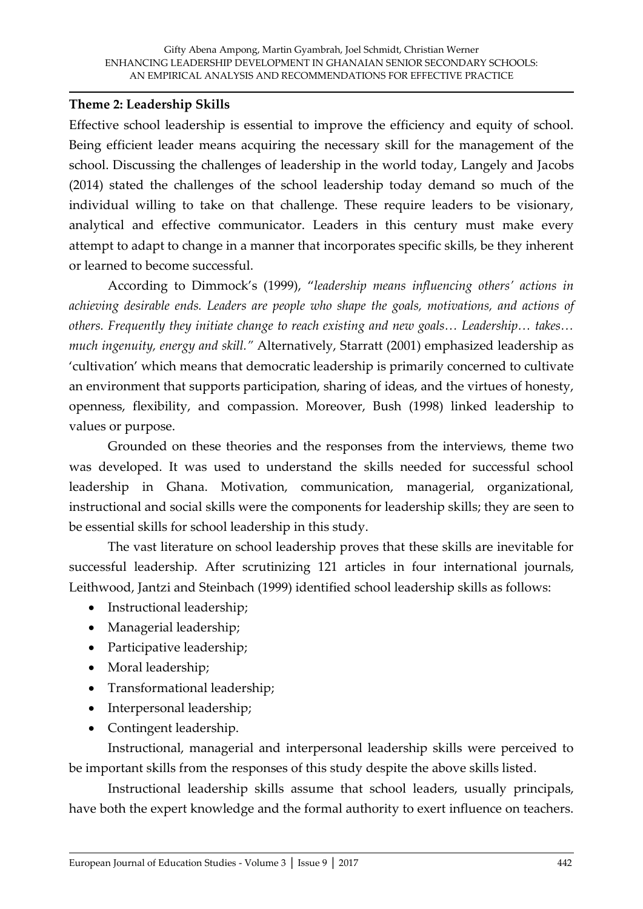**Theme 2: Leadership Skills**

Effective school leadership is essential to improve the efficiency and equity of school. Being efficient leader means acquiring the necessary skill for the management of the school. Discussing the challenges of leadership in the world today, Langely and Jacobs (2014) stated the challenges of the school leadership today demand so much of the individual willing to take on that challenge. These require leaders to be visionary, analytical and effective communicator. Leaders in this century must make every attempt to adapt to change in a manner that incorporates specific skills, be they inherent or learned to become successful.

According to Dimmock's (1999), "*leadership means influencing others' actions in achieving desirable ends. Leaders are people who shape the goals, motivations, and actions of others. Frequently they initiate change to reach existing and new goals… Leadership… takes… much ingenuity, energy and skill.*" Alternatively, Starratt (2001) emphasized leadership as 'cultivation' which means that democratic leadership is primarily concerned to cultivate an environment that supports participation, sharing of ideas, and the virtues of honesty, openness, flexibility, and compassion. Moreover, Bush (1998) linked leadership to values or purpose.

Grounded on these theories and the responses from the interviews, theme two was developed. It was used to understand the skills needed for successful school leadership in Ghana. Motivation, communication, managerial, organizational, instructional and social skills were the components for leadership skills; they are seen to be essential skills for school leadership in this study.

The vast literature on school leadership proves that these skills are inevitable for successful leadership. After scrutinizing 121 articles in four international journals, Leithwood, Jantzi and Steinbach (1999) identified school leadership skills as follows:

- Instructional leadership;
- Managerial leadership;
- Participative leadership;
- Moral leadership;
- Transformational leadership;
- Interpersonal leadership;
- Contingent leadership.

Instructional, managerial and interpersonal leadership skills were perceived to be important skills from the responses of this study despite the above skills listed.

Instructional leadership skills assume that school leaders, usually principals, have both the expert knowledge and the formal authority to exert influence on teachers.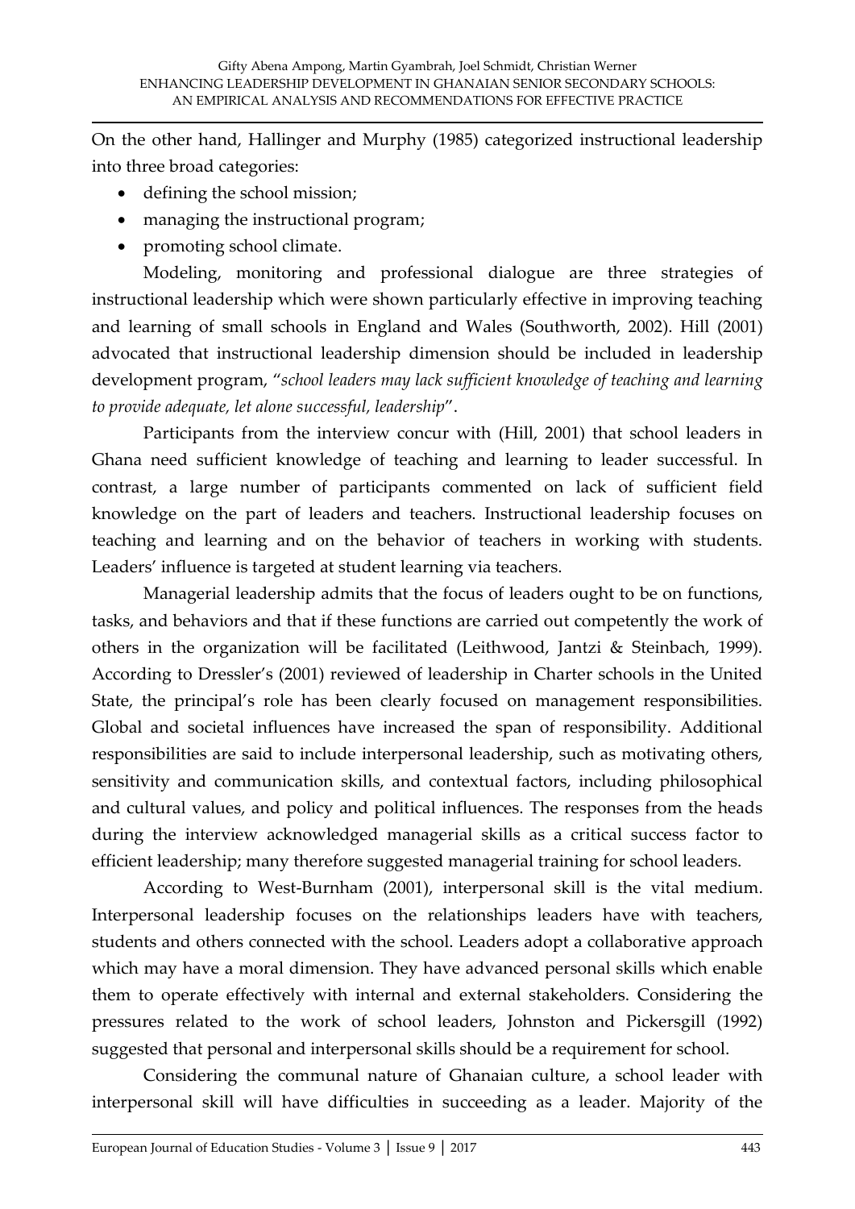On the other hand, Hallinger and Murphy (1985) categorized instructional leadership into three broad categories:

- defining the school mission;
- managing the instructional program;
- promoting school climate.

Modeling, monitoring and professional dialogue are three strategies of instructional leadership which were shown particularly effective in improving teaching and learning of small schools in England and Wales (Southworth, 2002). Hill (2001) advocated that instructional leadership dimension should be included in leadership development program, "*school leaders may lack sufficient knowledge of teaching and learning to provide adequate, let alone successful, leadership*".

Participants from the interview concur with (Hill, 2001) that school leaders in Ghana need sufficient knowledge of teaching and learning to leader successful. In contrast, a large number of participants commented on lack of sufficient field knowledge on the part of leaders and teachers. Instructional leadership focuses on teaching and learning and on the behavior of teachers in working with students. Leaders' influence is targeted at student learning via teachers.

Managerial leadership admits that the focus of leaders ought to be on functions, tasks, and behaviors and that if these functions are carried out competently the work of others in the organization will be facilitated (Leithwood, Jantzi & Steinbach, 1999). According to Dressler's (2001) reviewed of leadership in Charter schools in the United State, the principal's role has been clearly focused on management responsibilities. Global and societal influences have increased the span of responsibility. Additional responsibilities are said to include interpersonal leadership, such as motivating others, sensitivity and communication skills, and contextual factors, including philosophical and cultural values, and policy and political influences. The responses from the heads during the interview acknowledged managerial skills as a critical success factor to efficient leadership; many therefore suggested managerial training for school leaders.

According to West-Burnham (2001), interpersonal skill is the vital medium. Interpersonal leadership focuses on the relationships leaders have with teachers, students and others connected with the school. Leaders adopt a collaborative approach which may have a moral dimension. They have advanced personal skills which enable them to operate effectively with internal and external stakeholders. Considering the pressures related to the work of school leaders, Johnston and Pickersgill (1992) suggested that personal and interpersonal skills should be a requirement for school.

Considering the communal nature of Ghanaian culture, a school leader with interpersonal skill will have difficulties in succeeding as a leader. Majority of the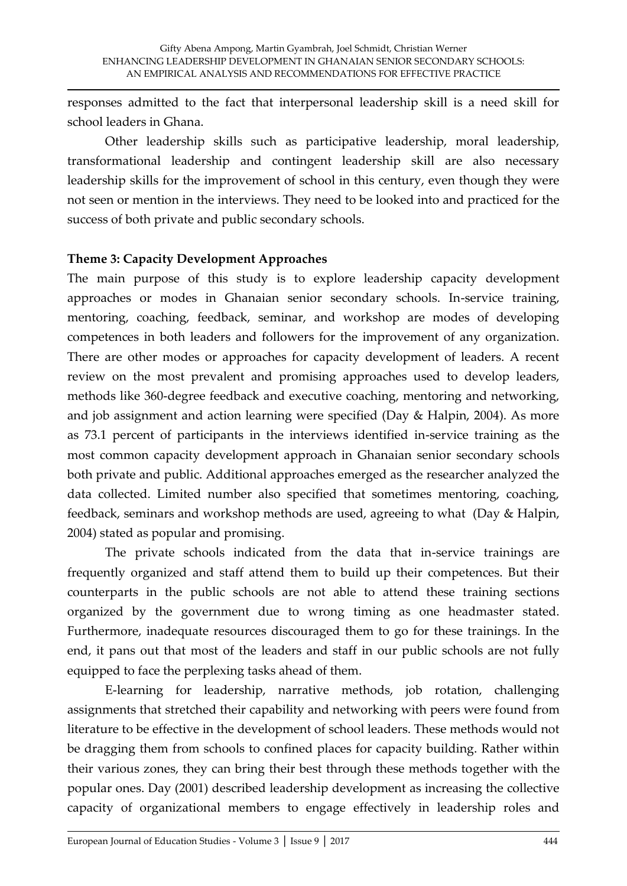responses admitted to the fact that interpersonal leadership skill is a need skill for school leaders in Ghana.

Other leadership skills such as participative leadership, moral leadership, transformational leadership and contingent leadership skill are also necessary leadership skills for the improvement of school in this century, even though they were not seen or mention in the interviews. They need to be looked into and practiced for the success of both private and public secondary schools.

**Theme 3: Capacity Development Approaches**

The main purpose of this study is to explore leadership capacity development approaches or modes in Ghanaian senior secondary schools. In-service training, mentoring, coaching, feedback, seminar, and workshop are modes of developing competences in both leaders and followers for the improvement of any organization. There are other modes or approaches for capacity development of leaders. A recent review on the most prevalent and promising approaches used to develop leaders, methods like 360-degree feedback and executive coaching, mentoring and networking, and job assignment and action learning were specified (Day & Halpin, 2004). As more as 73.1 percent of participants in the interviews identified in-service training as the most common capacity development approach in Ghanaian senior secondary schools both private and public. Additional approaches emerged as the researcher analyzed the data collected. Limited number also specified that sometimes mentoring, coaching, feedback, seminars and workshop methods are used, agreeing to what (Day & Halpin, 2004) stated as popular and promising.

The private schools indicated from the data that in-service trainings are frequently organized and staff attend them to build up their competences. But their counterparts in the public schools are not able to attend these training sections organized by the government due to wrong timing as one headmaster stated. Furthermore, inadequate resources discouraged them to go for these trainings. In the end, it pans out that most of the leaders and staff in our public schools are not fully equipped to face the perplexing tasks ahead of them.

E-learning for leadership, narrative methods, job rotation, challenging assignments that stretched their capability and networking with peers were found from literature to be effective in the development of school leaders. These methods would not be dragging them from schools to confined places for capacity building. Rather within their various zones, they can bring their best through these methods together with the popular ones. Day (2001) described leadership development as increasing the collective capacity of organizational members to engage effectively in leadership roles and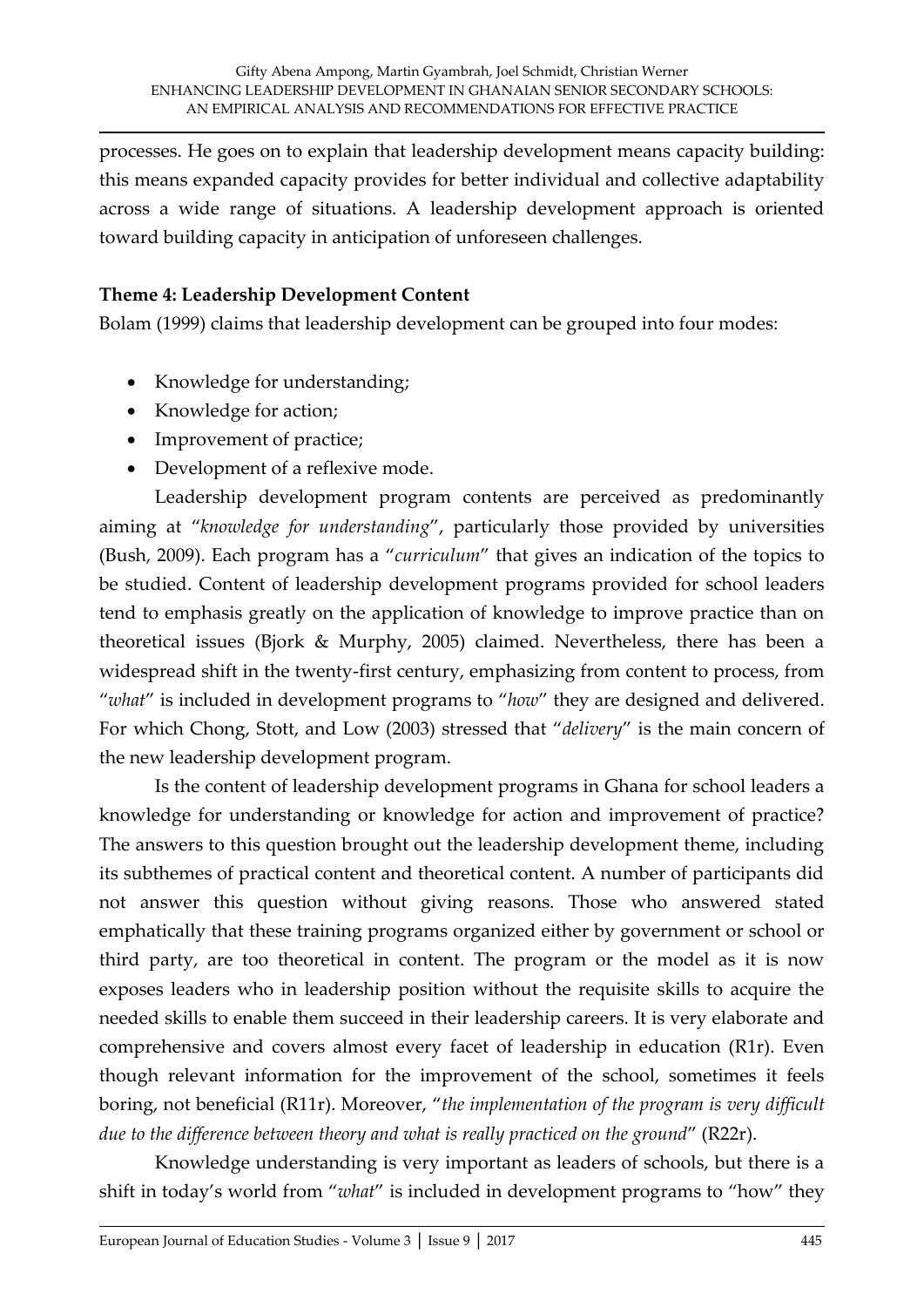processes. He goes on to explain that leadership development means capacity building: this means expanded capacity provides for better individual and collective adaptability across a wide range of situations. A leadership development approach is oriented toward building capacity in anticipation of unforeseen challenges.

**Theme 4: Leadership Development Content**

Bolam (1999) claims that leadership development can be grouped into four modes:

- Knowledge for understanding;
- Knowledge for action;
- Improvement of practice;
- Development of a reflexive mode.

Leadership development program contents are perceived as predominantly aiming at "*knowledge for understanding*", particularly those provided by universities (Bush, 2009). Each program has a "*curriculum*" that gives an indication of the topics to be studied. Content of leadership development programs provided for school leaders tend to emphasis greatly on the application of knowledge to improve practice than on theoretical issues (Bjork & Murphy, 2005) claimed. Nevertheless, there has been a widespread shift in the twenty-first century, emphasizing from content to process, from "*what*" is included in development programs to "*how*" they are designed and delivered. For which Chong, Stott, and Low (2003) stressed that "*delivery*" is the main concern of the new leadership development program.

Is the content of leadership development programs in Ghana for school leaders a knowledge for understanding or knowledge for action and improvement of practice? The answers to this question brought out the leadership development theme, including its subthemes of practical content and theoretical content. A number of participants did not answer this question without giving reasons. Those who answered stated emphatically that these training programs organized either by government or school or third party, are too theoretical in content. The program or the model as it is now exposes leaders who in leadership position without the requisite skills to acquire the needed skills to enable them succeed in their leadership careers. It is very elaborate and comprehensive and covers almost every facet of leadership in education (R1r). Even though relevant information for the improvement of the school, sometimes it feels boring, not beneficial (R11r). Moreover, "*the implementation of the program is very difficult due to the difference between theory and what is really practiced on the ground*" (R22r).

Knowledge understanding is very important as leaders of schools, but there is a shift in today's world from "*what*" is included in development programs to "how" they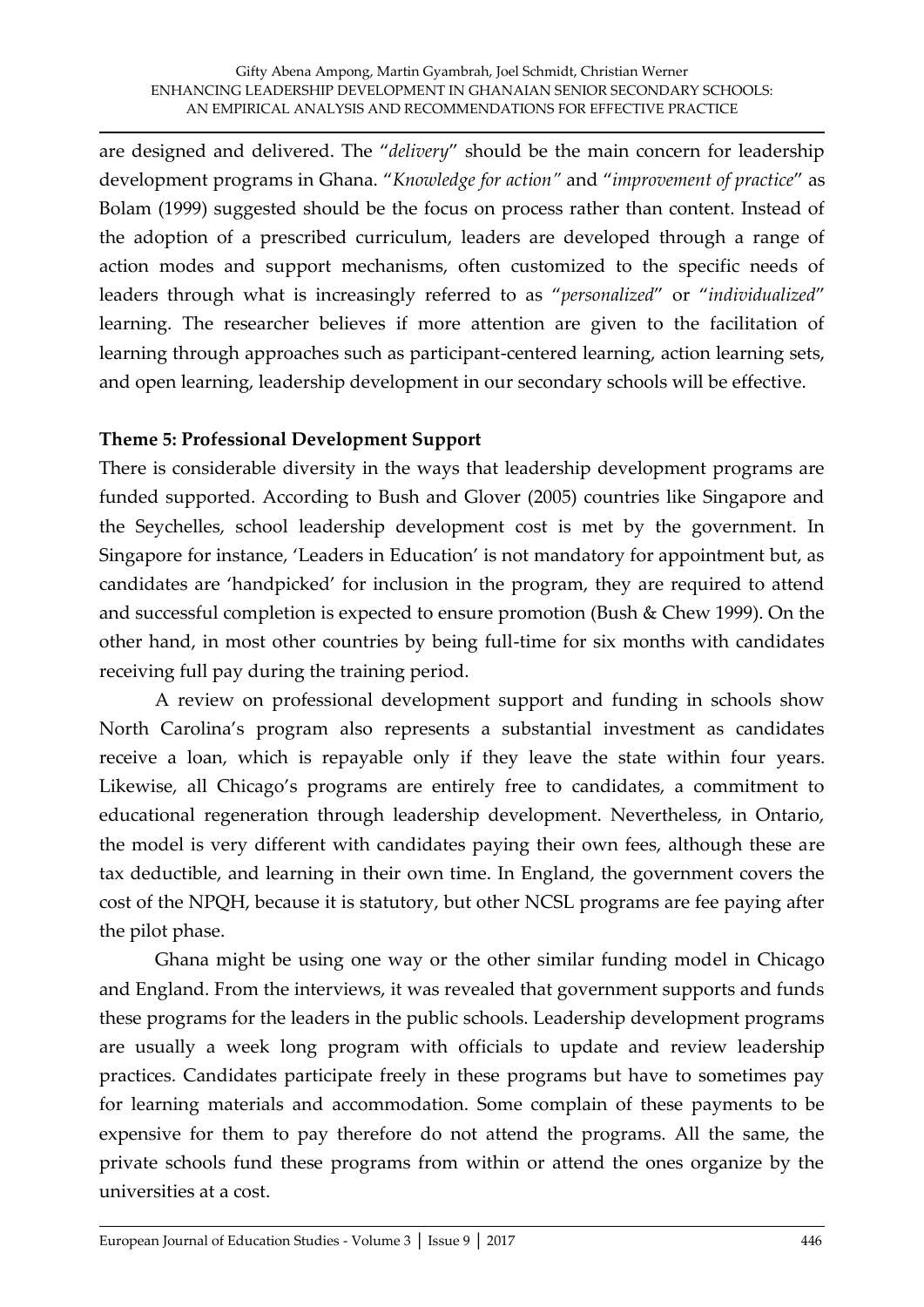are designed and delivered. The "*delivery*" should be the main concern for leadership development programs in Ghana. "*Knowledge for action"* and "*improvement of practice*" as Bolam (1999) suggested should be the focus on process rather than content. Instead of the adoption of a prescribed curriculum, leaders are developed through a range of action modes and support mechanisms, often customized to the specific needs of leaders through what is increasingly referred to as "*personalized*" or "*individualized*" learning. The researcher believes if more attention are given to the facilitation of learning through approaches such as participant-centered learning, action learning sets, and open learning, leadership development in our secondary schools will be effective.

**Theme 5: Professional Development Support**

There is considerable diversity in the ways that leadership development programs are funded supported. According to Bush and Glover (2005) countries like Singapore and the Seychelles, school leadership development cost is met by the government. In Singapore for instance, 'Leaders in Education' is not mandatory for appointment but, as candidates are 'handpicked' for inclusion in the program, they are required to attend and successful completion is expected to ensure promotion (Bush & Chew 1999). On the other hand, in most other countries by being full-time for six months with candidates receiving full pay during the training period.

A review on professional development support and funding in schools show North Carolina's program also represents a substantial investment as candidates receive a loan, which is repayable only if they leave the state within four years. Likewise, all Chicago's programs are entirely free to candidates, a commitment to educational regeneration through leadership development. Nevertheless, in Ontario, the model is very different with candidates paying their own fees, although these are tax deductible, and learning in their own time. In England, the government covers the cost of the NPQH, because it is statutory, but other NCSL programs are fee paying after the pilot phase.

Ghana might be using one way or the other similar funding model in Chicago and England. From the interviews, it was revealed that government supports and funds these programs for the leaders in the public schools. Leadership development programs are usually a week long program with officials to update and review leadership practices. Candidates participate freely in these programs but have to sometimes pay for learning materials and accommodation. Some complain of these payments to be expensive for them to pay therefore do not attend the programs. All the same, the private schools fund these programs from within or attend the ones organize by the universities at a cost.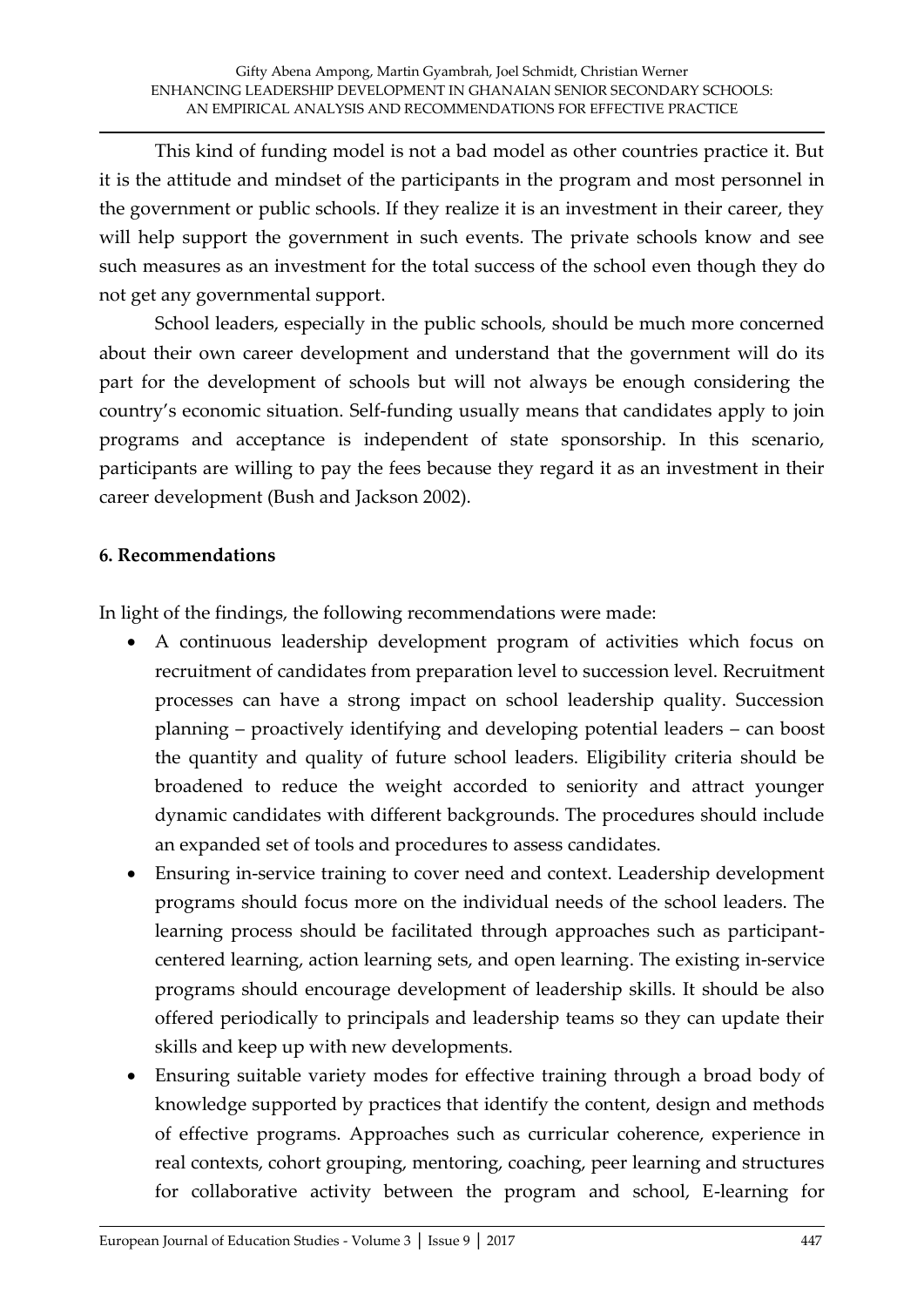This kind of funding model is not a bad model as other countries practice it. But it is the attitude and mindset of the participants in the program and most personnel in the government or public schools. If they realize it is an investment in their career, they will help support the government in such events. The private schools know and see such measures as an investment for the total success of the school even though they do not get any governmental support.

School leaders, especially in the public schools, should be much more concerned about their own career development and understand that the government will do its part for the development of schools but will not always be enough considering the country's economic situation. Self-funding usually means that candidates apply to join programs and acceptance is independent of state sponsorship. In this scenario, participants are willing to pay the fees because they regard it as an investment in their career development (Bush and Jackson 2002).

**6. Recommendations**

In light of the findings, the following recommendations were made:

- A continuous leadership development program of activities which focus on recruitment of candidates from preparation level to succession level. Recruitment processes can have a strong impact on school leadership quality. Succession planning – proactively identifying and developing potential leaders – can boost the quantity and quality of future school leaders. Eligibility criteria should be broadened to reduce the weight accorded to seniority and attract younger dynamic candidates with different backgrounds. The procedures should include an expanded set of tools and procedures to assess candidates.
- Ensuring in-service training to cover need and context. Leadership development programs should focus more on the individual needs of the school leaders. The learning process should be facilitated through approaches such as participant-centered learning, action learning sets, and open learning. The existing in-service programs should encourage development of leadership skills. It should be also offered periodically to principals and leadership teams so they can update their skills and keep up with new developments.
- Ensuring suitable variety modes for effective training through a broad body of knowledge supported by practices that identify the content, design and methods of effective programs. Approaches such as curricular coherence, experience in real contexts, cohort grouping, mentoring, coaching, peer learning and structures for collaborative activity between the program and school, E-learning for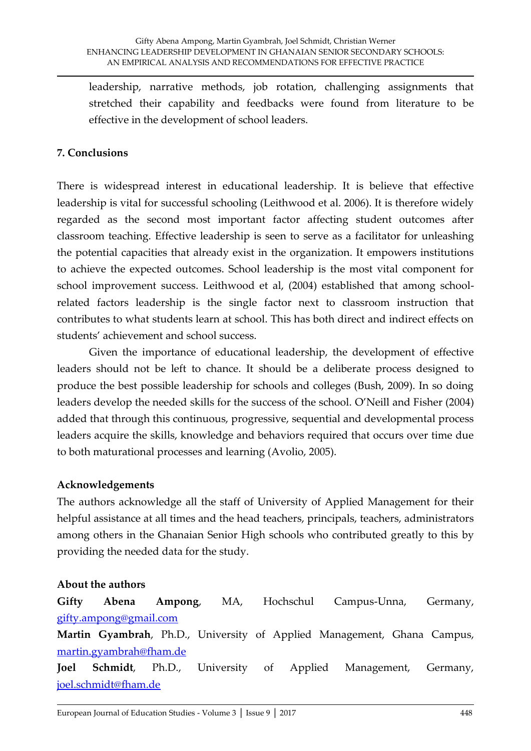leadership, narrative methods, job rotation, challenging assignments that stretched their capability and feedbacks were found from literature to be effective in the development of school leaders.

## 7. Conclusions

There is widespread interest in educational leadership. It is believe that effective leadership is vital for successful schooling (Leithwood et al. 2006). It is therefore widely regarded as the second most important factor affecting student outcomes after classroom teaching. Effective leadership is seen to serve as a facilitator for unleashing the potential capacities that already exist in the organization. It empowers institutions to achieve the expected outcomes. School leadership is the most vital component for school improvement success. Leithwood et al, (2004) established that among school-related factors leadership is the single factor next to classroom instruction that contributes to what students learn at school. This has both direct and indirect effects on students' achievement and school success.

Given the importance of educational leadership, the development of effective leaders should not be left to chance. It should be a deliberate process designed to produce the best possible leadership for schools and colleges (Bush, 2009). In so doing leaders develop the needed skills for the success of the school. O'Neill and Fisher (2004) added that through this continuous, progressive, sequential and developmental process leaders acquire the skills, knowledge and behaviors required that occurs over time due to both maturational processes and learning (Avolio, 2005).

### Acknowledgements

The authors acknowledge all the staff of University of Applied Management for their helpful assistance at all times and the head teachers, principals, teachers, administrators among others in the Ghanaian Senior High schools who contributed greatly to this by providing the needed data for the study.

### About the authors

**Gifty Abena Ampong**, MA, Hochschul Campus-Unna, Germany, gifty.ampong@gmail.com

**Martin Gyambrah**, Ph.D., University of Applied Management, Ghana Campus, martin.gyambrah@fham.de

**Joel Schmidt**, Ph.D., University of Applied Management, Germany, joel.schmidt@fham.de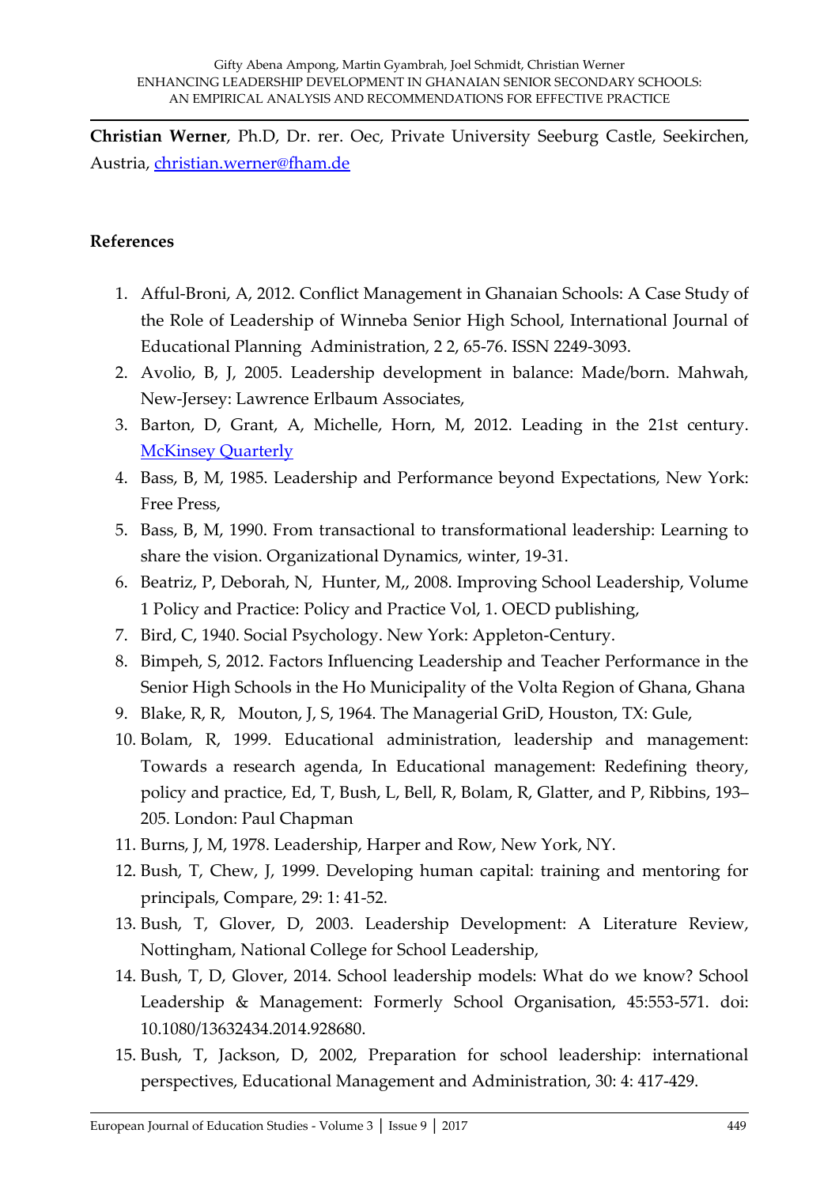**Christian Werner**, Ph.D, Dr. rer. Oec, Private University Seeburg Castle, Seekirchen, Austria, christian.werner@fham.de

**References**

1. Afful-Broni, A, 2012. Conflict Management in Ghanaian Schools: A Case Study of the Role of Leadership of Winneba Senior High School, International Journal of Educational Planning Administration, 2 2, 65-76. ISSN 2249-3093.
2. Avolio, B, J, 2005. Leadership development in balance: Made/born. Mahwah, New-Jersey: Lawrence Erlbaum Associates,
3. Barton, D, Grant, A, Michelle, Horn, M, 2012. Leading in the 21st century. McKinsey Quarterly
4. Bass, B, M, 1985. Leadership and Performance beyond Expectations, New York: Free Press,
5. Bass, B, M, 1990. From transactional to transformational leadership: Learning to share the vision. Organizational Dynamics, winter, 19-31.
6. Beatriz, P, Deborah, N, Hunter, M,, 2008. Improving School Leadership, Volume 1 Policy and Practice: Policy and Practice Vol, 1. OECD publishing,
7. Bird, C, 1940. Social Psychology. New York: Appleton-Century.
8. Bimpeh, S, 2012. Factors Influencing Leadership and Teacher Performance in the Senior High Schools in the Ho Municipality of the Volta Region of Ghana, Ghana
9. Blake, R, R, Mouton, J, S, 1964. The Managerial GriD, Houston, TX: Gule,
10. Bolam, R, 1999. Educational administration, leadership and management: Towards a research agenda, In Educational management: Redefining theory, policy and practice, Ed, T, Bush, L, Bell, R, Bolam, R, Glatter, and P, Ribbins, 193–205. London: Paul Chapman
11. Burns, J, M, 1978. Leadership, Harper and Row, New York, NY.
12. Bush, T, Chew, J, 1999. Developing human capital: training and mentoring for principals, Compare, 29: 1: 41-52.
13. Bush, T, Glover, D, 2003. Leadership Development: A Literature Review, Nottingham, National College for School Leadership,
14. Bush, T, D, Glover, 2014. School leadership models: What do we know? School Leadership & Management: Formerly School Organisation, 45:553-571. doi: 10.1080/13632434.2014.928680.
15. Bush, T, Jackson, D, 2002, Preparation for school leadership: international perspectives, Educational Management and Administration, 30: 4: 417-429.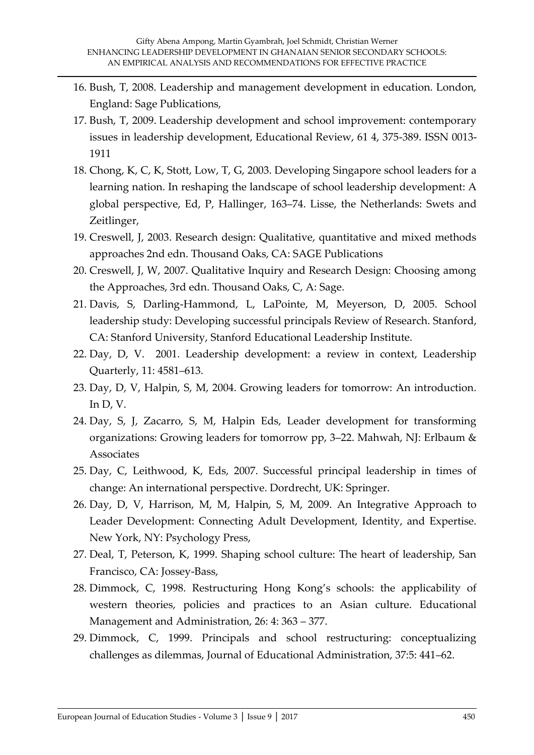16. Bush, T, 2008. Leadership and management development in education. London, England: Sage Publications,
17. Bush, T, 2009. Leadership development and school improvement: contemporary issues in leadership development, Educational Review, 61 4, 375-389. ISSN 0013-1911
18. Chong, K, C, K, Stott, Low, T, G, 2003. Developing Singapore school leaders for a learning nation. In reshaping the landscape of school leadership development: A global perspective, Ed, P, Hallinger, 163–74. Lisse, the Netherlands: Swets and Zeitlinger,
19. Creswell, J, 2003. Research design: Qualitative, quantitative and mixed methods approaches 2nd edn. Thousand Oaks, CA: SAGE Publications
20. Creswell, J, W, 2007. Qualitative Inquiry and Research Design: Choosing among the Approaches, 3rd edn. Thousand Oaks, C, A: Sage.
21. Davis, S, Darling-Hammond, L, LaPointe, M, Meyerson, D, 2005. School leadership study: Developing successful principals Review of Research. Stanford, CA: Stanford University, Stanford Educational Leadership Institute.
22. Day, D, V. 2001. Leadership development: a review in context, Leadership Quarterly, 11: 4581–613.
23. Day, D, V, Halpin, S, M, 2004. Growing leaders for tomorrow: An introduction. In D, V.
24. Day, S, J, Zacarro, S, M, Halpin Eds, Leader development for transforming organizations: Growing leaders for tomorrow pp, 3–22. Mahwah, NJ: Erlbaum & Associates
25. Day, C, Leithwood, K, Eds, 2007. Successful principal leadership in times of change: An international perspective. Dordrecht, UK: Springer.
26. Day, D, V, Harrison, M, M, Halpin, S, M, 2009. An Integrative Approach to Leader Development: Connecting Adult Development, Identity, and Expertise. New York, NY: Psychology Press,
27. Deal, T, Peterson, K, 1999. Shaping school culture: The heart of leadership, San Francisco, CA: Jossey-Bass,
28. Dimmock, C, 1998. Restructuring Hong Kong's schools: the applicability of western theories, policies and practices to an Asian culture. Educational Management and Administration, 26: 4: 363 – 377.
29. Dimmock, C, 1999. Principals and school restructuring: conceptualizing challenges as dilemmas, Journal of Educational Administration, 37:5: 441–62.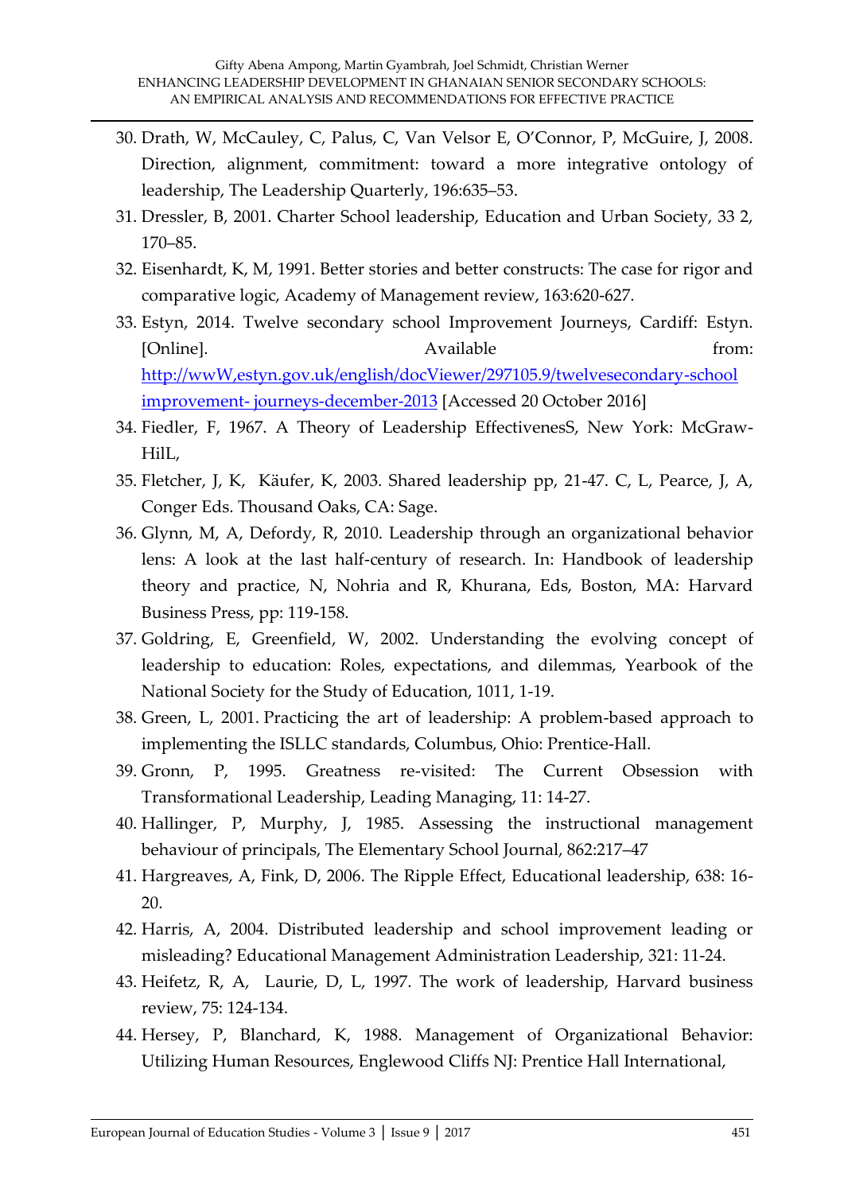30. Drath, W, McCauley, C, Palus, C, Van Velsor E, O'Connor, P, McGuire, J, 2008. Direction, alignment, commitment: toward a more integrative ontology of leadership, The Leadership Quarterly, 196:635–53.
31. Dressler, B, 2001. Charter School leadership, Education and Urban Society, 33 2, 170–85.
32. Eisenhardt, K, M, 1991. Better stories and better constructs: The case for rigor and comparative logic, Academy of Management review, 163:620-627.
33. Estyn, 2014. Twelve secondary school Improvement Journeys, Cardiff: Estyn. [Online]. Available from: http://wwW,estyn.gov.uk/english/docViewer/297105.9/twelvesecondary-school improvement- journeys-december-2013 [Accessed 20 October 2016]
34. Fiedler, F, 1967. A Theory of Leadership EffectivenesS, New York: McGraw-HilL,
35. Fletcher, J, K, Käufer, K, 2003. Shared leadership pp, 21-47. C, L, Pearce, J, A, Conger Eds. Thousand Oaks, CA: Sage.
36. Glynn, M, A, Defordy, R, 2010. Leadership through an organizational behavior lens: A look at the last half-century of research. In: Handbook of leadership theory and practice, N, Nohria and R, Khurana, Eds, Boston, MA: Harvard Business Press, pp: 119-158.
37. Goldring, E, Greenfield, W, 2002. Understanding the evolving concept of leadership to education: Roles, expectations, and dilemmas, Yearbook of the National Society for the Study of Education, 1011, 1-19.
38. Green, L, 2001. Practicing the art of leadership: A problem-based approach to implementing the ISLLC standards, Columbus, Ohio: Prentice-Hall.
39. Gronn, P, 1995. Greatness re-visited: The Current Obsession with Transformational Leadership, Leading Managing, 11: 14-27.
40. Hallinger, P, Murphy, J, 1985. Assessing the instructional management behaviour of principals, The Elementary School Journal, 862:217–47
41. Hargreaves, A, Fink, D, 2006. The Ripple Effect, Educational leadership, 638: 16-20.
42. Harris, A, 2004. Distributed leadership and school improvement leading or misleading? Educational Management Administration Leadership, 321: 11-24.
43. Heifetz, R, A, Laurie, D, L, 1997. The work of leadership, Harvard business review, 75: 124-134.
44. Hersey, P, Blanchard, K, 1988. Management of Organizational Behavior: Utilizing Human Resources, Englewood Cliffs NJ: Prentice Hall International,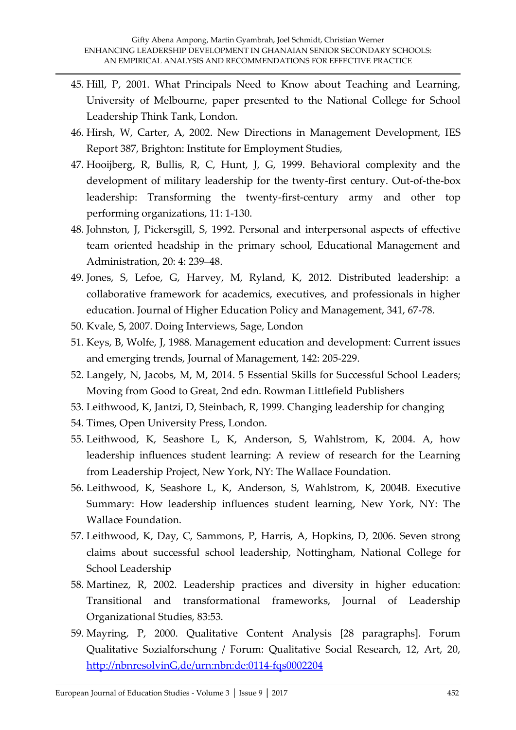45. Hill, P, 2001. What Principals Need to Know about Teaching and Learning, University of Melbourne, paper presented to the National College for School Leadership Think Tank, London.
46. Hirsh, W, Carter, A, 2002. New Directions in Management Development, IES Report 387, Brighton: Institute for Employment Studies,
47. Hooijberg, R, Bullis, R, C, Hunt, J, G, 1999. Behavioral complexity and the development of military leadership for the twenty-first century. Out-of-the-box leadership: Transforming the twenty-first-century army and other top performing organizations, 11: 1-130.
48. Johnston, J, Pickersgill, S, 1992. Personal and interpersonal aspects of effective team oriented headship in the primary school, Educational Management and Administration, 20: 4: 239–48.
49. Jones, S, Lefoe, G, Harvey, M, Ryland, K, 2012. Distributed leadership: a collaborative framework for academics, executives, and professionals in higher education. Journal of Higher Education Policy and Management, 341, 67-78.
50. Kvale, S, 2007. Doing Interviews, Sage, London
51. Keys, B, Wolfe, J, 1988. Management education and development: Current issues and emerging trends, Journal of Management, 142: 205-229.
52. Langely, N, Jacobs, M, M, 2014. 5 Essential Skills for Successful School Leaders; Moving from Good to Great, 2nd edn. Rowman Littlefield Publishers
53. Leithwood, K, Jantzi, D, Steinbach, R, 1999. Changing leadership for changing
54. Times, Open University Press, London.
55. Leithwood, K, Seashore L, K, Anderson, S, Wahlstrom, K, 2004. A, how leadership influences student learning: A review of research for the Learning from Leadership Project, New York, NY: The Wallace Foundation.
56. Leithwood, K, Seashore L, K, Anderson, S, Wahlstrom, K, 2004B. Executive Summary: How leadership influences student learning, New York, NY: The Wallace Foundation.
57. Leithwood, K, Day, C, Sammons, P, Harris, A, Hopkins, D, 2006. Seven strong claims about successful school leadership, Nottingham, National College for School Leadership
58. Martinez, R, 2002. Leadership practices and diversity in higher education: Transitional and transformational frameworks, Journal of Leadership Organizational Studies, 83:53.
59. Mayring, P, 2000. Qualitative Content Analysis [28 paragraphs]. Forum Qualitative Sozialforschung / Forum: Qualitative Social Research, 12, Art, 20, http://nbnresolvinG,de/urn:nbn:de:0114-fqs0002204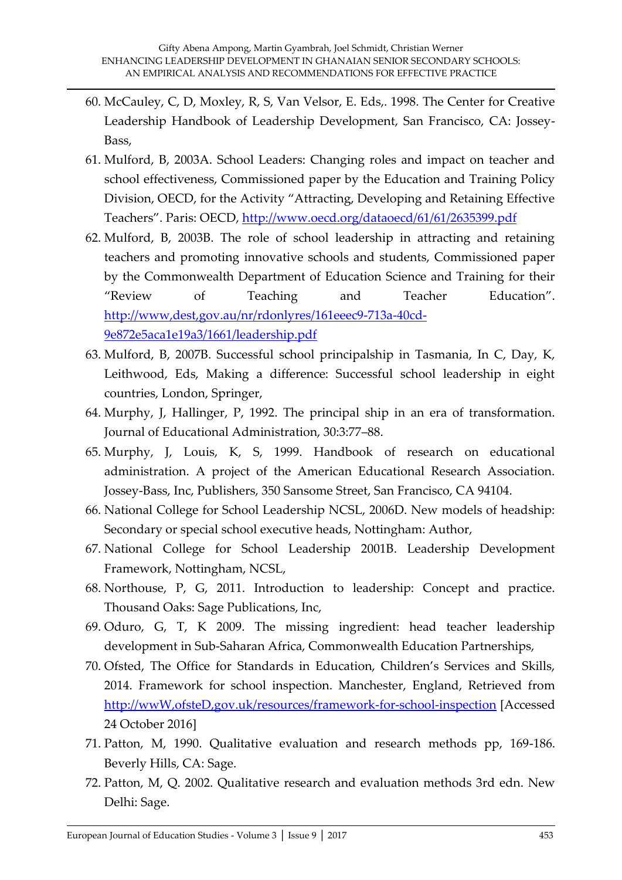60. McCauley, C, D, Moxley, R, S, Van Velsor, E. Eds,. 1998. The Center for Creative Leadership Handbook of Leadership Development, San Francisco, CA: Jossey-Bass,
61. Mulford, B, 2003A. School Leaders: Changing roles and impact on teacher and school effectiveness, Commissioned paper by the Education and Training Policy Division, OECD, for the Activity "Attracting, Developing and Retaining Effective Teachers". Paris: OECD, http://www.oecd.org/dataoecd/61/61/2635399.pdf
62. Mulford, B, 2003B. The role of school leadership in attracting and retaining teachers and promoting innovative schools and students, Commissioned paper by the Commonwealth Department of Education Science and Training for their "Review of Teaching and Teacher Education". http://www,dest,gov.au/nr/rdonlyres/161eeec9-713a-40cd-9e872e5aca1e19a3/1661/leadership.pdf
63. Mulford, B, 2007B. Successful school principalship in Tasmania, In C, Day, K, Leithwood, Eds, Making a difference: Successful school leadership in eight countries, London, Springer,
64. Murphy, J, Hallinger, P, 1992. The principal ship in an era of transformation. Journal of Educational Administration, 30:3:77–88.
65. Murphy, J, Louis, K, S, 1999. Handbook of research on educational administration. A project of the American Educational Research Association. Jossey-Bass, Inc, Publishers, 350 Sansome Street, San Francisco, CA 94104.
66. National College for School Leadership NCSL, 2006D. New models of headship: Secondary or special school executive heads, Nottingham: Author,
67. National College for School Leadership 2001B. Leadership Development Framework, Nottingham, NCSL,
68. Northouse, P, G, 2011. Introduction to leadership: Concept and practice. Thousand Oaks: Sage Publications, Inc,
69. Oduro, G, T, K 2009. The missing ingredient: head teacher leadership development in Sub-Saharan Africa, Commonwealth Education Partnerships,
70. Ofsted, The Office for Standards in Education, Children's Services and Skills, 2014. Framework for school inspection. Manchester, England, Retrieved from http://wwW,ofsteD,gov.uk/resources/framework-for-school-inspection [Accessed 24 October 2016]
71. Patton, M, 1990. Qualitative evaluation and research methods pp, 169-186. Beverly Hills, CA: Sage.
72. Patton, M, Q. 2002. Qualitative research and evaluation methods 3rd edn. New Delhi: Sage.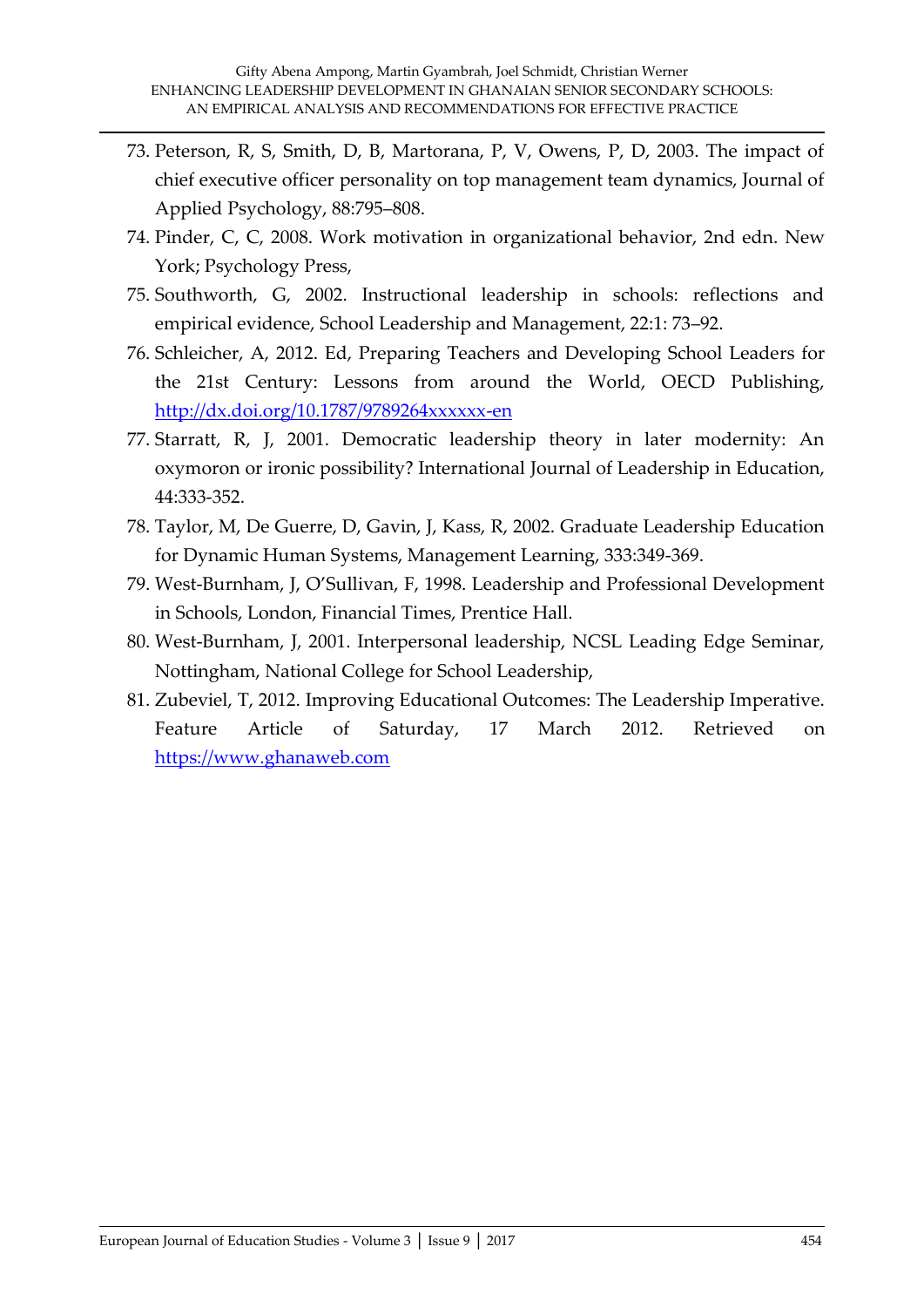73. Peterson, R, S, Smith, D, B, Martorana, P, V, Owens, P, D, 2003. The impact of chief executive officer personality on top management team dynamics, Journal of Applied Psychology, 88:795–808.
74. Pinder, C, C, 2008. Work motivation in organizational behavior, 2nd edn. New York; Psychology Press,
75. Southworth, G, 2002. Instructional leadership in schools: reflections and empirical evidence, School Leadership and Management, 22:1: 73–92.
76. Schleicher, A, 2012. Ed, Preparing Teachers and Developing School Leaders for the 21st Century: Lessons from around the World, OECD Publishing, http://dx.doi.org/10.1787/9789264xxxxxx-en
77. Starratt, R, J, 2001. Democratic leadership theory in later modernity: An oxymoron or ironic possibility? International Journal of Leadership in Education, 44:333-352.
78. Taylor, M, De Guerre, D, Gavin, J, Kass, R, 2002. Graduate Leadership Education for Dynamic Human Systems, Management Learning, 333:349-369.
79. West-Burnham, J, O'Sullivan, F, 1998. Leadership and Professional Development in Schools, London, Financial Times, Prentice Hall.
80. West-Burnham, J, 2001. Interpersonal leadership, NCSL Leading Edge Seminar, Nottingham, National College for School Leadership,
81. Zubeviel, T, 2012. Improving Educational Outcomes: The Leadership Imperative. Feature Article of Saturday, 17 March 2012. Retrieved on https://www.ghanaweb.com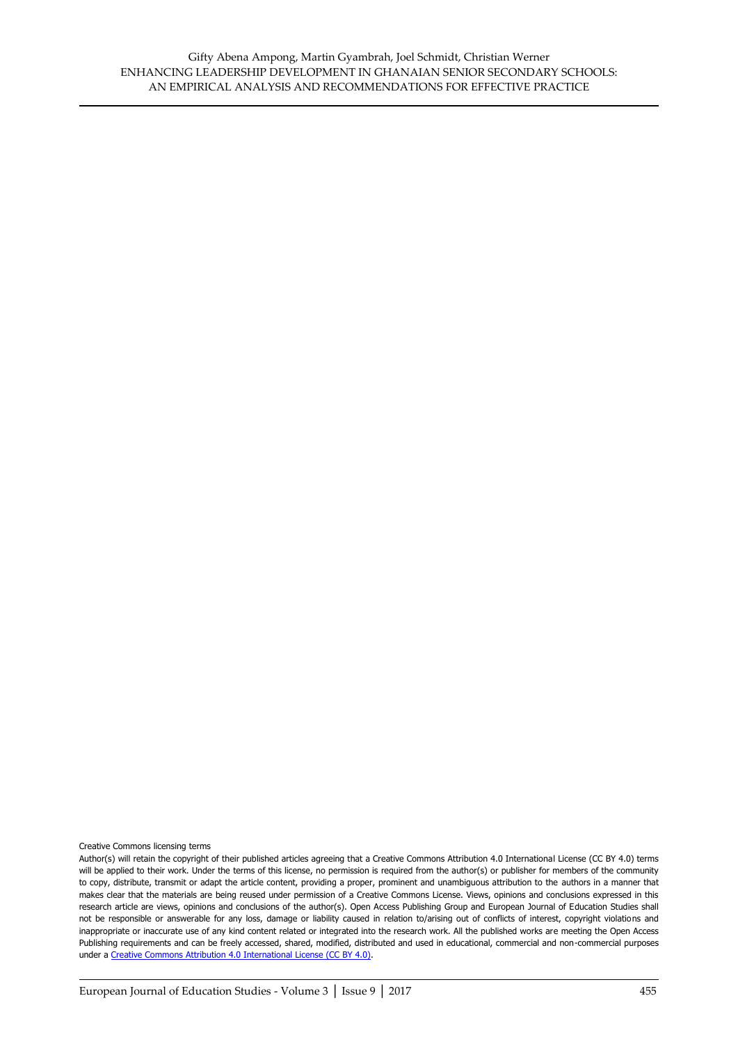Creative Commons licensing terms

Author(s) will retain the copyright of their published articles agreeing that a Creative Commons Attribution 4.0 International License (CC BY 4.0) terms will be applied to their work. Under the terms of this license, no permission is required from the author(s) or publisher for members of the community to copy, distribute, transmit or adapt the article content, providing a proper, prominent and unambiguous attribution to the authors in a manner that makes clear that the materials are being reused under permission of a Creative Commons License. Views, opinions and conclusions expressed in this research article are views, opinions and conclusions of the author(s). Open Access Publishing Group and European Journal of Education Studies shall not be responsible or answerable for any loss, damage or liability caused in relation to/arising out of conflicts of interest, copyright violations and inappropriate or inaccurate use of any kind content related or integrated into the research work. All the published works are meeting the Open Access Publishing requirements and can be freely accessed, shared, modified, distributed and used in educational, commercial and non-commercial purposes under a Creative Commons Attribution 4.0 International License (CC BY 4.0).